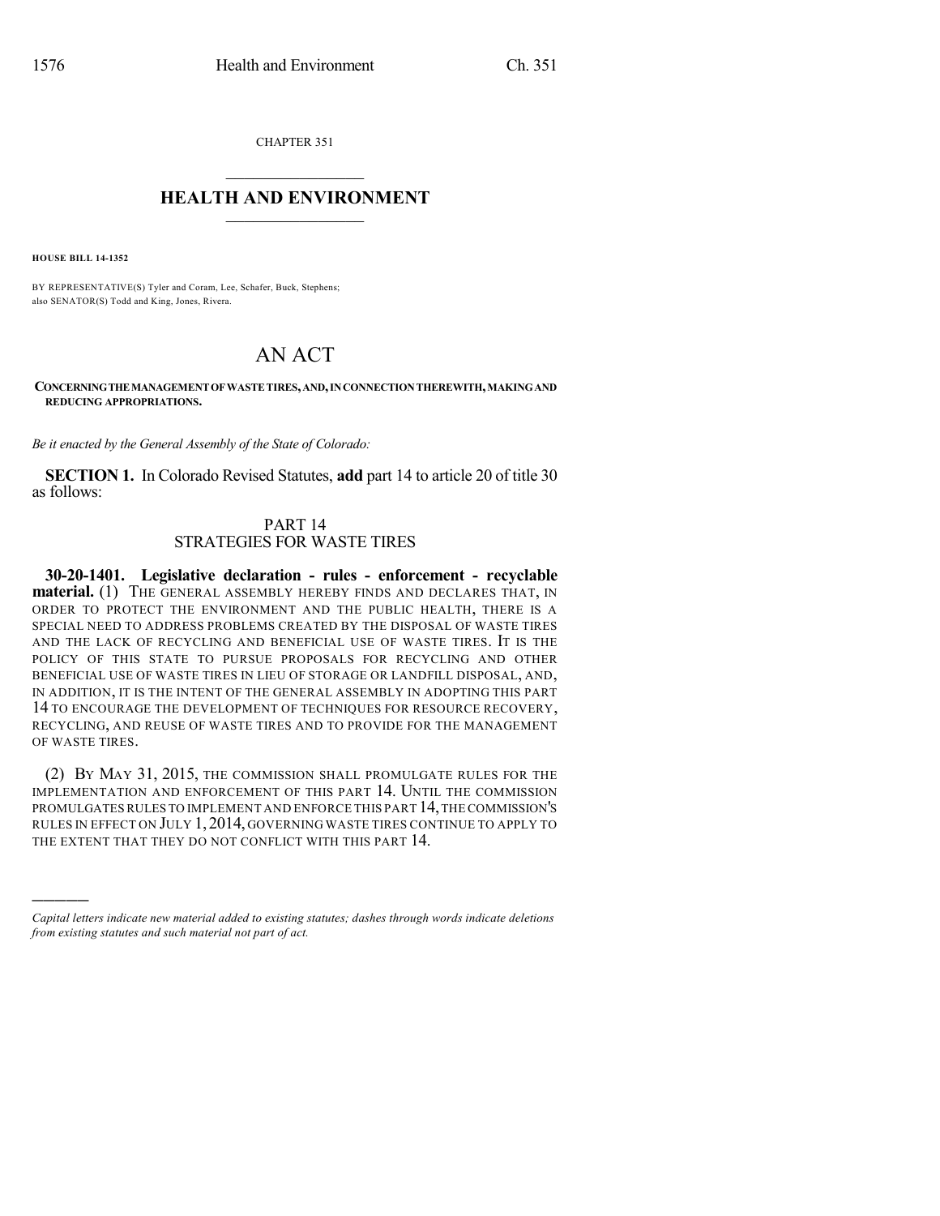CHAPTER 351

# HEALTH AND ENVIRONMENT

**HOUSE BILL 14-1352**

BY REPRESENTATIVE(S) Tyler and Coram, Lee, Schafer, Buck, Stephens; also SENATOR(S) Todd and King, Jones, Rivera.

# AN ACT

**CONCERNING THE MANAGEMENT OF WASTE TIRES, AND, IN CONNECTION THEREWITH, MAKING AND REDUCING APPROPRIATIONS.**

*Be it enacted by the General Assembly of the State of Colorado:*

**SECTION 1.** In Colorado Revised Statutes, **add** part 14 to article 20 of title 30 as follows:

## PART 14
## STRATEGIES FOR WASTE TIRES

**30-20-1401. Legislative declaration - rules - enforcement - recyclable material.** (1) THE GENERAL ASSEMBLY HEREBY FINDS AND DECLARES THAT, IN ORDER TO PROTECT THE ENVIRONMENT AND THE PUBLIC HEALTH, THERE IS A SPECIAL NEED TO ADDRESS PROBLEMS CREATED BY THE DISPOSAL OF WASTE TIRES AND THE LACK OF RECYCLING AND BENEFICIAL USE OF WASTE TIRES. IT IS THE POLICY OF THIS STATE TO PURSUE PROPOSALS FOR RECYCLING AND OTHER BENEFICIAL USE OF WASTE TIRES IN LIEU OF STORAGE OR LANDFILL DISPOSAL, AND, IN ADDITION, IT IS THE INTENT OF THE GENERAL ASSEMBLY IN ADOPTING THIS PART 14 TO ENCOURAGE THE DEVELOPMENT OF TECHNIQUES FOR RESOURCE RECOVERY, RECYCLING, AND REUSE OF WASTE TIRES AND TO PROVIDE FOR THE MANAGEMENT OF WASTE TIRES.

(2) BY MAY 31, 2015, THE COMMISSION SHALL PROMULGATE RULES FOR THE IMPLEMENTATION AND ENFORCEMENT OF THIS PART 14. UNTIL THE COMMISSION PROMULGATES RULES TO IMPLEMENT AND ENFORCE THIS PART 14, THE COMMISSION'S RULES IN EFFECT ON JULY 1, 2014, GOVERNING WASTE TIRES CONTINUE TO APPLY TO THE EXTENT THAT THEY DO NOT CONFLICT WITH THIS PART 14.

---

*Capital letters indicate new material added to existing statutes; dashes through words indicate deletions from existing statutes and such material not part of act.*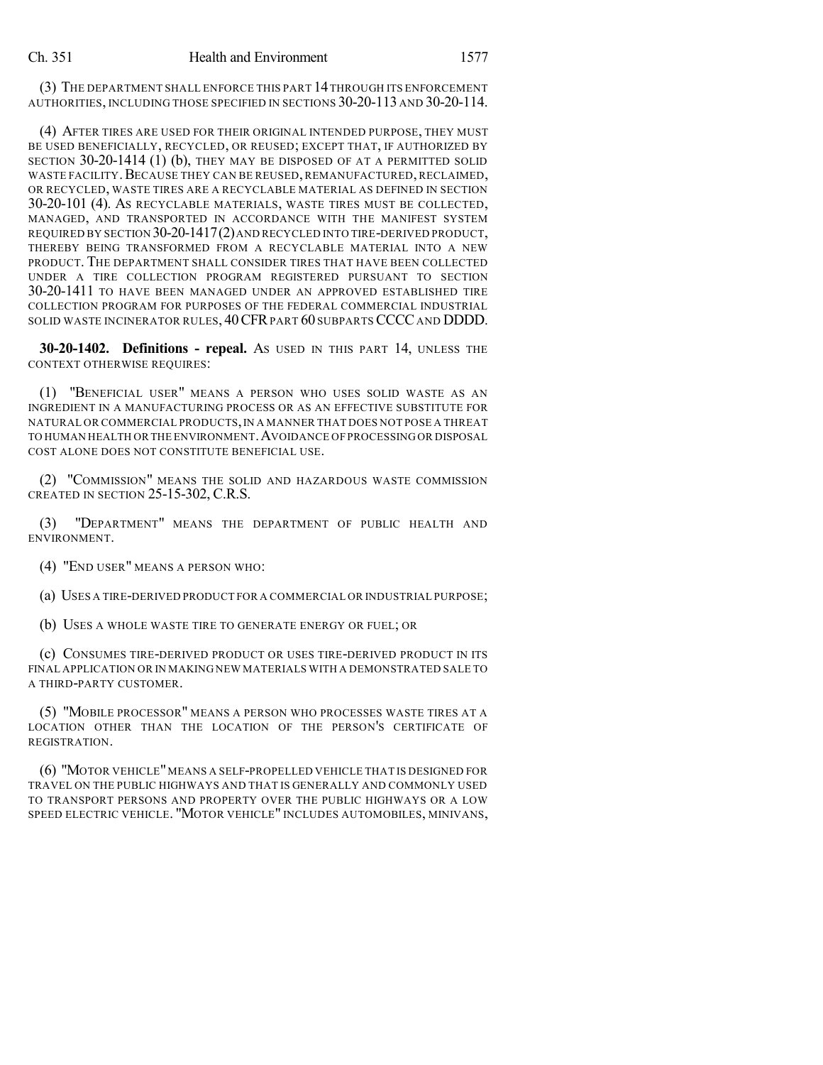(3) THE DEPARTMENT SHALL ENFORCE THIS PART 14 THROUGH ITS ENFORCEMENT AUTHORITIES, INCLUDING THOSE SPECIFIED IN SECTIONS 30-20-113 AND 30-20-114.

(4) AFTER TIRES ARE USED FOR THEIR ORIGINAL INTENDED PURPOSE, THEY MUST BE USED BENEFICIALLY, RECYCLED, OR REUSED; EXCEPT THAT, IF AUTHORIZED BY SECTION 30-20-1414 (1) (b), THEY MAY BE DISPOSED OF AT A PERMITTED SOLID WASTE FACILITY. BECAUSE THEY CAN BE REUSED, REMANUFACTURED, RECLAIMED, OR RECYCLED, WASTE TIRES ARE A RECYCLABLE MATERIAL AS DEFINED IN SECTION 30-20-101 (4). AS RECYCLABLE MATERIALS, WASTE TIRES MUST BE COLLECTED, MANAGED, AND TRANSPORTED IN ACCORDANCE WITH THE MANIFEST SYSTEM REQUIRED BY SECTION 30-20-1417 (2) AND RECYCLED INTO TIRE-DERIVED PRODUCT, THEREBY BEING TRANSFORMED FROM A RECYCLABLE MATERIAL INTO A NEW PRODUCT. THE DEPARTMENT SHALL CONSIDER TIRES THAT HAVE BEEN COLLECTED UNDER A TIRE COLLECTION PROGRAM REGISTERED PURSUANT TO SECTION 30-20-1411 TO HAVE BEEN MANAGED UNDER AN APPROVED ESTABLISHED TIRE COLLECTION PROGRAM FOR PURPOSES OF THE FEDERAL COMMERCIAL INDUSTRIAL SOLID WASTE INCINERATOR RULES, 40 CFR PART 60 SUBPARTS CCCC AND DDDD.

**30-20-1402. Definitions - repeal.** AS USED IN THIS PART 14, UNLESS THE CONTEXT OTHERWISE REQUIRES:

(1) "BENEFICIAL USER" MEANS A PERSON WHO USES SOLID WASTE AS AN INGREDIENT IN A MANUFACTURING PROCESS OR AS AN EFFECTIVE SUBSTITUTE FOR NATURAL OR COMMERCIAL PRODUCTS, IN A MANNER THAT DOES NOT POSE A THREAT TO HUMAN HEALTH OR THE ENVIRONMENT. AVOIDANCE OF PROCESSING OR DISPOSAL COST ALONE DOES NOT CONSTITUTE BENEFICIAL USE.

(2) "COMMISSION" MEANS THE SOLID AND HAZARDOUS WASTE COMMISSION CREATED IN SECTION 25-15-302, C.R.S.

(3) "DEPARTMENT" MEANS THE DEPARTMENT OF PUBLIC HEALTH AND ENVIRONMENT.

(4) "END USER" MEANS A PERSON WHO:

(a) USES A TIRE-DERIVED PRODUCT FOR A COMMERCIAL OR INDUSTRIAL PURPOSE;

(b) USES A WHOLE WASTE TIRE TO GENERATE ENERGY OR FUEL; OR

(c) CONSUMES TIRE-DERIVED PRODUCT OR USES TIRE-DERIVED PRODUCT IN ITS FINAL APPLICATION OR IN MAKING NEW MATERIALS WITH A DEMONSTRATED SALE TO A THIRD-PARTY CUSTOMER.

(5) "MOBILE PROCESSOR" MEANS A PERSON WHO PROCESSES WASTE TIRES AT A LOCATION OTHER THAN THE LOCATION OF THE PERSON'S CERTIFICATE OF REGISTRATION.

(6) "MOTOR VEHICLE" MEANS A SELF-PROPELLED VEHICLE THAT IS DESIGNED FOR TRAVEL ON THE PUBLIC HIGHWAYS AND THAT IS GENERALLY AND COMMONLY USED TO TRANSPORT PERSONS AND PROPERTY OVER THE PUBLIC HIGHWAYS OR A LOW SPEED ELECTRIC VEHICLE. "MOTOR VEHICLE" INCLUDES AUTOMOBILES, MINIVANS,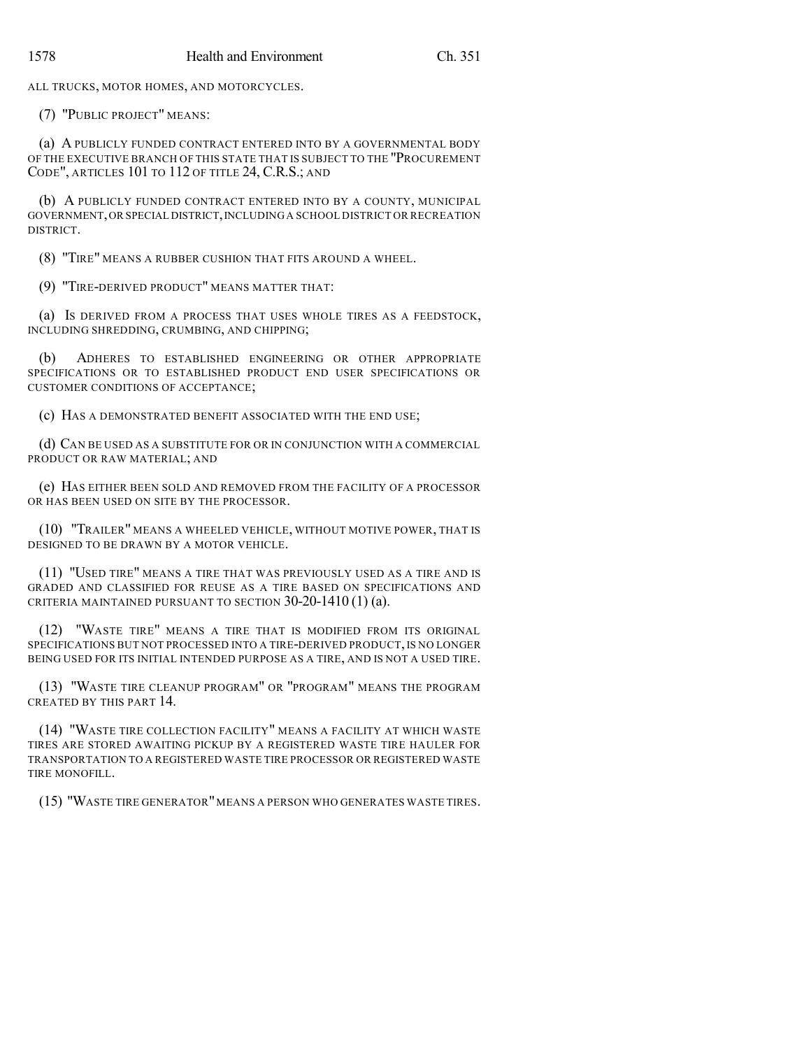ALL TRUCKS, MOTOR HOMES, AND MOTORCYCLES.

(7) "PUBLIC PROJECT" MEANS:

(a) A PUBLICLY FUNDED CONTRACT ENTERED INTO BY A GOVERNMENTAL BODY OF THE EXECUTIVE BRANCH OF THIS STATE THAT IS SUBJECT TO THE "PROCUREMENT CODE", ARTICLES 101 TO 112 OF TITLE 24, C.R.S.; AND

(b) A PUBLICLY FUNDED CONTRACT ENTERED INTO BY A COUNTY, MUNICIPAL GOVERNMENT, OR SPECIAL DISTRICT, INCLUDING A SCHOOL DISTRICT OR RECREATION DISTRICT.

(8) "TIRE" MEANS A RUBBER CUSHION THAT FITS AROUND A WHEEL.

(9) "TIRE-DERIVED PRODUCT" MEANS MATTER THAT:

(a) IS DERIVED FROM A PROCESS THAT USES WHOLE TIRES AS A FEEDSTOCK, INCLUDING SHREDDING, CRUMBING, AND CHIPPING;

(b) ADHERES TO ESTABLISHED ENGINEERING OR OTHER APPROPRIATE SPECIFICATIONS OR TO ESTABLISHED PRODUCT END USER SPECIFICATIONS OR CUSTOMER CONDITIONS OF ACCEPTANCE;

(c) HAS A DEMONSTRATED BENEFIT ASSOCIATED WITH THE END USE;

(d) CAN BE USED AS A SUBSTITUTE FOR OR IN CONJUNCTION WITH A COMMERCIAL PRODUCT OR RAW MATERIAL; AND

(e) HAS EITHER BEEN SOLD AND REMOVED FROM THE FACILITY OF A PROCESSOR OR HAS BEEN USED ON SITE BY THE PROCESSOR.

(10) "TRAILER" MEANS A WHEELED VEHICLE, WITHOUT MOTIVE POWER, THAT IS DESIGNED TO BE DRAWN BY A MOTOR VEHICLE.

(11) "USED TIRE" MEANS A TIRE THAT WAS PREVIOUSLY USED AS A TIRE AND IS GRADED AND CLASSIFIED FOR REUSE AS A TIRE BASED ON SPECIFICATIONS AND CRITERIA MAINTAINED PURSUANT TO SECTION 30-20-1410 (1) (a).

(12) "WASTE TIRE" MEANS A TIRE THAT IS MODIFIED FROM ITS ORIGINAL SPECIFICATIONS BUT NOT PROCESSED INTO A TIRE-DERIVED PRODUCT, IS NO LONGER BEING USED FOR ITS INITIAL INTENDED PURPOSE AS A TIRE, AND IS NOT A USED TIRE.

(13) "WASTE TIRE CLEANUP PROGRAM" OR "PROGRAM" MEANS THE PROGRAM CREATED BY THIS PART 14.

(14) "WASTE TIRE COLLECTION FACILITY" MEANS A FACILITY AT WHICH WASTE TIRES ARE STORED AWAITING PICKUP BY A REGISTERED WASTE TIRE HAULER FOR TRANSPORTATION TO A REGISTERED WASTE TIRE PROCESSOR OR REGISTERED WASTE TIRE MONOFILL.

(15) "WASTE TIRE GENERATOR" MEANS A PERSON WHO GENERATES WASTE TIRES.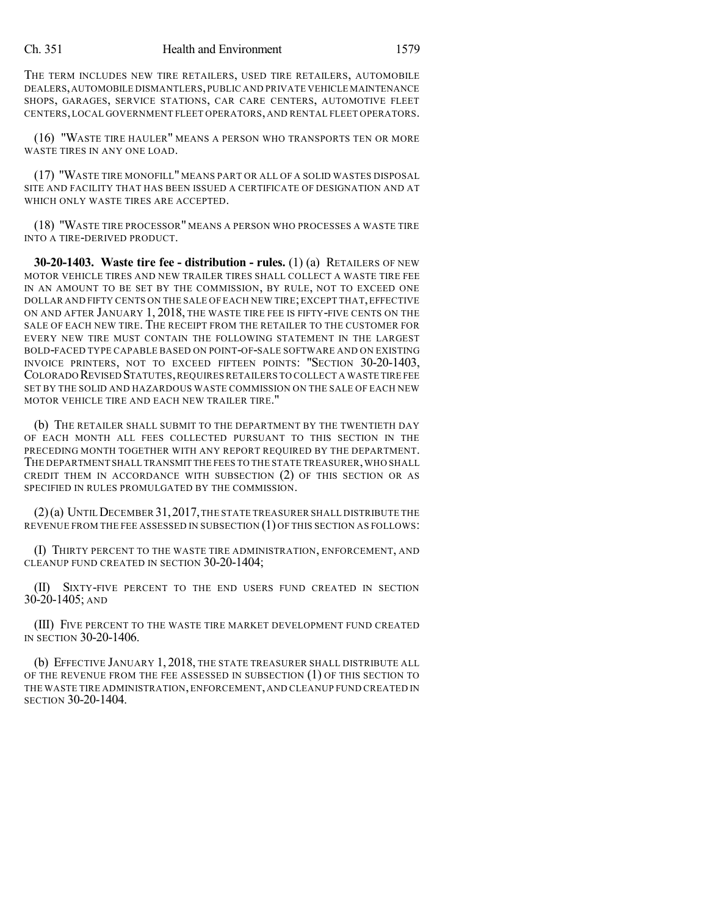THE TERM INCLUDES NEW TIRE RETAILERS, USED TIRE RETAILERS, AUTOMOBILE DEALERS, AUTOMOBILE DISMANTLERS, PUBLIC AND PRIVATE VEHICLE MAINTENANCE SHOPS, GARAGES, SERVICE STATIONS, CAR CARE CENTERS, AUTOMOTIVE FLEET CENTERS, LOCAL GOVERNMENT FLEET OPERATORS, AND RENTAL FLEET OPERATORS.

(16) "WASTE TIRE HAULER" MEANS A PERSON WHO TRANSPORTS TEN OR MORE WASTE TIRES IN ANY ONE LOAD.

(17) "WASTE TIRE MONOFILL" MEANS PART OR ALL OF A SOLID WASTES DISPOSAL SITE AND FACILITY THAT HAS BEEN ISSUED A CERTIFICATE OF DESIGNATION AND AT WHICH ONLY WASTE TIRES ARE ACCEPTED.

(18) "WASTE TIRE PROCESSOR" MEANS A PERSON WHO PROCESSES A WASTE TIRE INTO A TIRE-DERIVED PRODUCT.

**30-20-1403. Waste tire fee - distribution - rules.** (1) (a) RETAILERS OF NEW MOTOR VEHICLE TIRES AND NEW TRAILER TIRES SHALL COLLECT A WASTE TIRE FEE IN AN AMOUNT TO BE SET BY THE COMMISSION, BY RULE, NOT TO EXCEED ONE DOLLAR AND FIFTY CENTS ON THE SALE OF EACH NEW TIRE; EXCEPT THAT, EFFECTIVE ON AND AFTER JANUARY 1, 2018, THE WASTE TIRE FEE IS FIFTY-FIVE CENTS ON THE SALE OF EACH NEW TIRE. THE RECEIPT FROM THE RETAILER TO THE CUSTOMER FOR EVERY NEW TIRE MUST CONTAIN THE FOLLOWING STATEMENT IN THE LARGEST BOLD-FACED TYPE CAPABLE BASED ON POINT-OF-SALE SOFTWARE AND ON EXISTING INVOICE PRINTERS, NOT TO EXCEED FIFTEEN POINTS: "SECTION 30-20-1403, COLORADO REVISED STATUTES, REQUIRES RETAILERS TO COLLECT A WASTE TIRE FEE SET BY THE SOLID AND HAZARDOUS WASTE COMMISSION ON THE SALE OF EACH NEW MOTOR VEHICLE TIRE AND EACH NEW TRAILER TIRE."

(b) THE RETAILER SHALL SUBMIT TO THE DEPARTMENT BY THE TWENTIETH DAY OF EACH MONTH ALL FEES COLLECTED PURSUANT TO THIS SECTION IN THE PRECEDING MONTH TOGETHER WITH ANY REPORT REQUIRED BY THE DEPARTMENT. THE DEPARTMENT SHALL TRANSMIT THE FEES TO THE STATE TREASURER, WHO SHALL CREDIT THEM IN ACCORDANCE WITH SUBSECTION (2) OF THIS SECTION OR AS SPECIFIED IN RULES PROMULGATED BY THE COMMISSION.

(2) (a) UNTIL DECEMBER 31, 2017, THE STATE TREASURER SHALL DISTRIBUTE THE REVENUE FROM THE FEE ASSESSED IN SUBSECTION (1) OF THIS SECTION AS FOLLOWS:

(I) THIRTY PERCENT TO THE WASTE TIRE ADMINISTRATION, ENFORCEMENT, AND CLEANUP FUND CREATED IN SECTION 30-20-1404;

(II) SIXTY-FIVE PERCENT TO THE END USERS FUND CREATED IN SECTION 30-20-1405; AND

(III) FIVE PERCENT TO THE WASTE TIRE MARKET DEVELOPMENT FUND CREATED IN SECTION 30-20-1406.

(b) EFFECTIVE JANUARY 1, 2018, THE STATE TREASURER SHALL DISTRIBUTE ALL OF THE REVENUE FROM THE FEE ASSESSED IN SUBSECTION (1) OF THIS SECTION TO THE WASTE TIRE ADMINISTRATION, ENFORCEMENT, AND CLEANUP FUND CREATED IN SECTION 30-20-1404.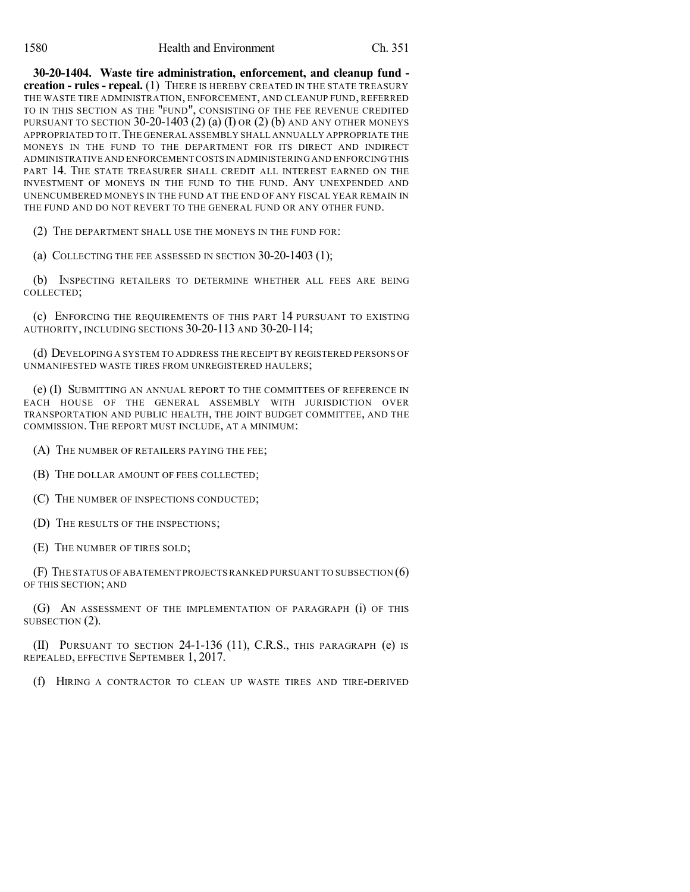**30-20-1404. Waste tire administration, enforcement, and cleanup fund - creation - rules - repeal.** (1) THERE IS HEREBY CREATED IN THE STATE TREASURY THE WASTE TIRE ADMINISTRATION, ENFORCEMENT, AND CLEANUP FUND, REFERRED TO IN THIS SECTION AS THE "FUND", CONSISTING OF THE FEE REVENUE CREDITED PURSUANT TO SECTION 30-20-1403 (2) (a) (I) OR (2) (b) AND ANY OTHER MONEYS APPROPRIATED TO IT. THE GENERAL ASSEMBLY SHALL ANNUALLY APPROPRIATE THE MONEYS IN THE FUND TO THE DEPARTMENT FOR ITS DIRECT AND INDIRECT ADMINISTRATIVE AND ENFORCEMENT COSTS IN ADMINISTERING AND ENFORCING THIS PART 14. THE STATE TREASURER SHALL CREDIT ALL INTEREST EARNED ON THE INVESTMENT OF MONEYS IN THE FUND TO THE FUND. ANY UNEXPENDED AND UNENCUMBERED MONEYS IN THE FUND AT THE END OF ANY FISCAL YEAR REMAIN IN THE FUND AND DO NOT REVERT TO THE GENERAL FUND OR ANY OTHER FUND.

(2) THE DEPARTMENT SHALL USE THE MONEYS IN THE FUND FOR:

(a) COLLECTING THE FEE ASSESSED IN SECTION 30-20-1403 (1);

(b) INSPECTING RETAILERS TO DETERMINE WHETHER ALL FEES ARE BEING COLLECTED;

(c) ENFORCING THE REQUIREMENTS OF THIS PART 14 PURSUANT TO EXISTING AUTHORITY, INCLUDING SECTIONS 30-20-113 AND 30-20-114;

(d) DEVELOPING A SYSTEM TO ADDRESS THE RECEIPT BY REGISTERED PERSONS OF UNMANIFESTED WASTE TIRES FROM UNREGISTERED HAULERS;

(e) (I) SUBMITTING AN ANNUAL REPORT TO THE COMMITTEES OF REFERENCE IN EACH HOUSE OF THE GENERAL ASSEMBLY WITH JURISDICTION OVER TRANSPORTATION AND PUBLIC HEALTH, THE JOINT BUDGET COMMITTEE, AND THE COMMISSION. THE REPORT MUST INCLUDE, AT A MINIMUM:

(A) THE NUMBER OF RETAILERS PAYING THE FEE;

(B) THE DOLLAR AMOUNT OF FEES COLLECTED;

(C) THE NUMBER OF INSPECTIONS CONDUCTED;

(D) THE RESULTS OF THE INSPECTIONS;

(E) THE NUMBER OF TIRES SOLD;

(F) THE STATUS OF ABATEMENT PROJECTS RANKED PURSUANT TO SUBSECTION (6) OF THIS SECTION; AND

(G) AN ASSESSMENT OF THE IMPLEMENTATION OF PARAGRAPH (i) OF THIS SUBSECTION (2).

(II) PURSUANT TO SECTION 24-1-136 (11), C.R.S., THIS PARAGRAPH (e) IS REPEALED, EFFECTIVE SEPTEMBER 1, 2017.

(f) HIRING A CONTRACTOR TO CLEAN UP WASTE TIRES AND TIRE-DERIVED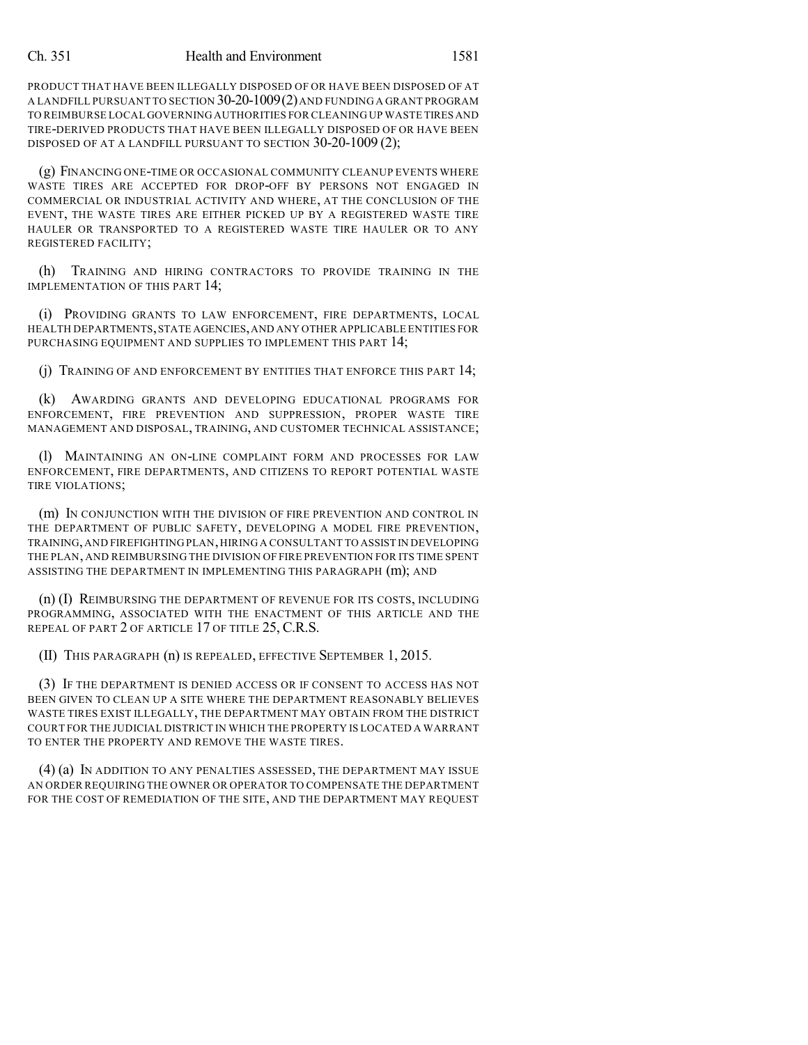PRODUCT THAT HAVE BEEN ILLEGALLY DISPOSED OF OR HAVE BEEN DISPOSED OF AT A LANDFILL PURSUANT TO SECTION 30-20-1009 (2) AND FUNDING A GRANT PROGRAM TO REIMBURSE LOCAL GOVERNING AUTHORITIES FOR CLEANING UP WASTE TIRES AND TIRE-DERIVED PRODUCTS THAT HAVE BEEN ILLEGALLY DISPOSED OF OR HAVE BEEN DISPOSED OF AT A LANDFILL PURSUANT TO SECTION 30-20-1009 (2);

(g) FINANCING ONE-TIME OR OCCASIONAL COMMUNITY CLEANUP EVENTS WHERE WASTE TIRES ARE ACCEPTED FOR DROP-OFF BY PERSONS NOT ENGAGED IN COMMERCIAL OR INDUSTRIAL ACTIVITY AND WHERE, AT THE CONCLUSION OF THE EVENT, THE WASTE TIRES ARE EITHER PICKED UP BY A REGISTERED WASTE TIRE HAULER OR TRANSPORTED TO A REGISTERED WASTE TIRE HAULER OR TO ANY REGISTERED FACILITY;

(h) TRAINING AND HIRING CONTRACTORS TO PROVIDE TRAINING IN THE IMPLEMENTATION OF THIS PART 14;

(i) PROVIDING GRANTS TO LAW ENFORCEMENT, FIRE DEPARTMENTS, LOCAL HEALTH DEPARTMENTS, STATE AGENCIES, AND ANY OTHER APPLICABLE ENTITIES FOR PURCHASING EQUIPMENT AND SUPPLIES TO IMPLEMENT THIS PART 14;

(j) TRAINING OF AND ENFORCEMENT BY ENTITIES THAT ENFORCE THIS PART 14;

(k) AWARDING GRANTS AND DEVELOPING EDUCATIONAL PROGRAMS FOR ENFORCEMENT, FIRE PREVENTION AND SUPPRESSION, PROPER WASTE TIRE MANAGEMENT AND DISPOSAL, TRAINING, AND CUSTOMER TECHNICAL ASSISTANCE;

(l) MAINTAINING AN ON-LINE COMPLAINT FORM AND PROCESSES FOR LAW ENFORCEMENT, FIRE DEPARTMENTS, AND CITIZENS TO REPORT POTENTIAL WASTE TIRE VIOLATIONS;

(m) IN CONJUNCTION WITH THE DIVISION OF FIRE PREVENTION AND CONTROL IN THE DEPARTMENT OF PUBLIC SAFETY, DEVELOPING A MODEL FIRE PREVENTION, TRAINING, AND FIREFIGHTING PLAN, HIRING A CONSULTANT TO ASSIST IN DEVELOPING THE PLAN, AND REIMBURSING THE DIVISION OF FIRE PREVENTION FOR ITS TIME SPENT ASSISTING THE DEPARTMENT IN IMPLEMENTING THIS PARAGRAPH (m); AND

(n) (I) REIMBURSING THE DEPARTMENT OF REVENUE FOR ITS COSTS, INCLUDING PROGRAMMING, ASSOCIATED WITH THE ENACTMENT OF THIS ARTICLE AND THE REPEAL OF PART 2 OF ARTICLE 17 OF TITLE 25, C.R.S.

(II) THIS PARAGRAPH (n) IS REPEALED, EFFECTIVE SEPTEMBER 1, 2015.

(3) IF THE DEPARTMENT IS DENIED ACCESS OR IF CONSENT TO ACCESS HAS NOT BEEN GIVEN TO CLEAN UP A SITE WHERE THE DEPARTMENT REASONABLY BELIEVES WASTE TIRES EXIST ILLEGALLY, THE DEPARTMENT MAY OBTAIN FROM THE DISTRICT COURT FOR THE JUDICIAL DISTRICT IN WHICH THE PROPERTY IS LOCATED A WARRANT TO ENTER THE PROPERTY AND REMOVE THE WASTE TIRES.

(4) (a) IN ADDITION TO ANY PENALTIES ASSESSED, THE DEPARTMENT MAY ISSUE AN ORDER REQUIRING THE OWNER OR OPERATOR TO COMPENSATE THE DEPARTMENT FOR THE COST OF REMEDIATION OF THE SITE, AND THE DEPARTMENT MAY REQUEST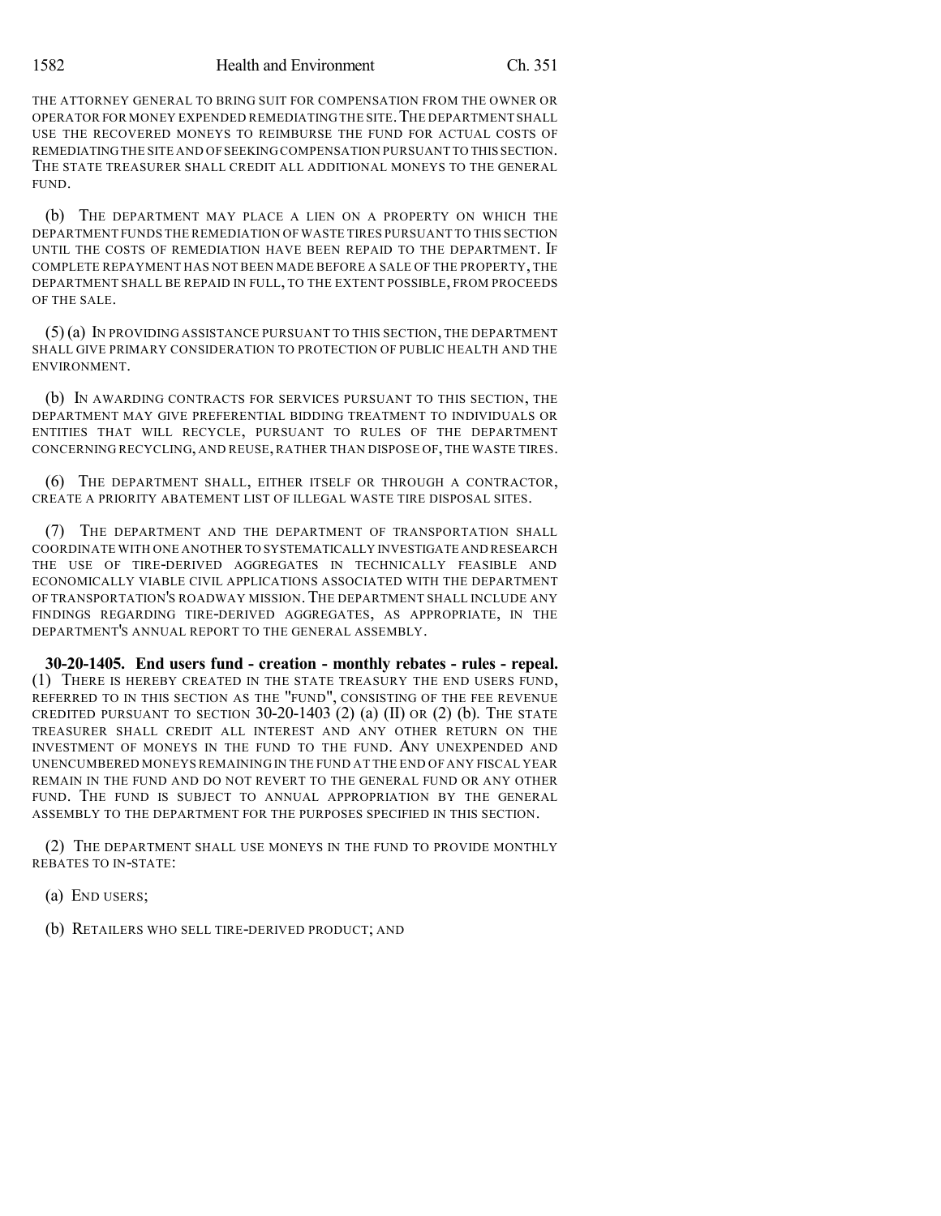THE ATTORNEY GENERAL TO BRING SUIT FOR COMPENSATION FROM THE OWNER OR OPERATOR FOR MONEY EXPENDED REMEDIATING THE SITE. THE DEPARTMENT SHALL USE THE RECOVERED MONEYS TO REIMBURSE THE FUND FOR ACTUAL COSTS OF REMEDIATING THE SITE AND OF SEEKING COMPENSATION PURSUANT TO THIS SECTION. THE STATE TREASURER SHALL CREDIT ALL ADDITIONAL MONEYS TO THE GENERAL FUND.

(b) THE DEPARTMENT MAY PLACE A LIEN ON A PROPERTY ON WHICH THE DEPARTMENT FUNDS THE REMEDIATION OF WASTE TIRES PURSUANT TO THIS SECTION UNTIL THE COSTS OF REMEDIATION HAVE BEEN REPAID TO THE DEPARTMENT. IF COMPLETE REPAYMENT HAS NOT BEEN MADE BEFORE A SALE OF THE PROPERTY, THE DEPARTMENT SHALL BE REPAID IN FULL, TO THE EXTENT POSSIBLE, FROM PROCEEDS OF THE SALE.

(5) (a) IN PROVIDING ASSISTANCE PURSUANT TO THIS SECTION, THE DEPARTMENT SHALL GIVE PRIMARY CONSIDERATION TO PROTECTION OF PUBLIC HEALTH AND THE ENVIRONMENT.

(b) IN AWARDING CONTRACTS FOR SERVICES PURSUANT TO THIS SECTION, THE DEPARTMENT MAY GIVE PREFERENTIAL BIDDING TREATMENT TO INDIVIDUALS OR ENTITIES THAT WILL RECYCLE, PURSUANT TO RULES OF THE DEPARTMENT CONCERNING RECYCLING, AND REUSE, RATHER THAN DISPOSE OF, THE WASTE TIRES.

(6) THE DEPARTMENT SHALL, EITHER ITSELF OR THROUGH A CONTRACTOR, CREATE A PRIORITY ABATEMENT LIST OF ILLEGAL WASTE TIRE DISPOSAL SITES.

(7) THE DEPARTMENT AND THE DEPARTMENT OF TRANSPORTATION SHALL COORDINATE WITH ONE ANOTHER TO SYSTEMATICALLY INVESTIGATE AND RESEARCH THE USE OF TIRE-DERIVED AGGREGATES IN TECHNICALLY FEASIBLE AND ECONOMICALLY VIABLE CIVIL APPLICATIONS ASSOCIATED WITH THE DEPARTMENT OF TRANSPORTATION'S ROADWAY MISSION. THE DEPARTMENT SHALL INCLUDE ANY FINDINGS REGARDING TIRE-DERIVED AGGREGATES, AS APPROPRIATE, IN THE DEPARTMENT'S ANNUAL REPORT TO THE GENERAL ASSEMBLY.

**30-20-1405. End users fund - creation - monthly rebates - rules - repeal.** (1) THERE IS HEREBY CREATED IN THE STATE TREASURY THE END USERS FUND, REFERRED TO IN THIS SECTION AS THE "FUND", CONSISTING OF THE FEE REVENUE CREDITED PURSUANT TO SECTION 30-20-1403 (2) (a) (II) OR (2) (b). THE STATE TREASURER SHALL CREDIT ALL INTEREST AND ANY OTHER RETURN ON THE INVESTMENT OF MONEYS IN THE FUND TO THE FUND. ANY UNEXPENDED AND UNENCUMBERED MONEYS REMAINING IN THE FUND AT THE END OF ANY FISCAL YEAR REMAIN IN THE FUND AND DO NOT REVERT TO THE GENERAL FUND OR ANY OTHER FUND. THE FUND IS SUBJECT TO ANNUAL APPROPRIATION BY THE GENERAL ASSEMBLY TO THE DEPARTMENT FOR THE PURPOSES SPECIFIED IN THIS SECTION.

(2) THE DEPARTMENT SHALL USE MONEYS IN THE FUND TO PROVIDE MONTHLY REBATES TO IN-STATE:

(a) END USERS;

(b) RETAILERS WHO SELL TIRE-DERIVED PRODUCT; AND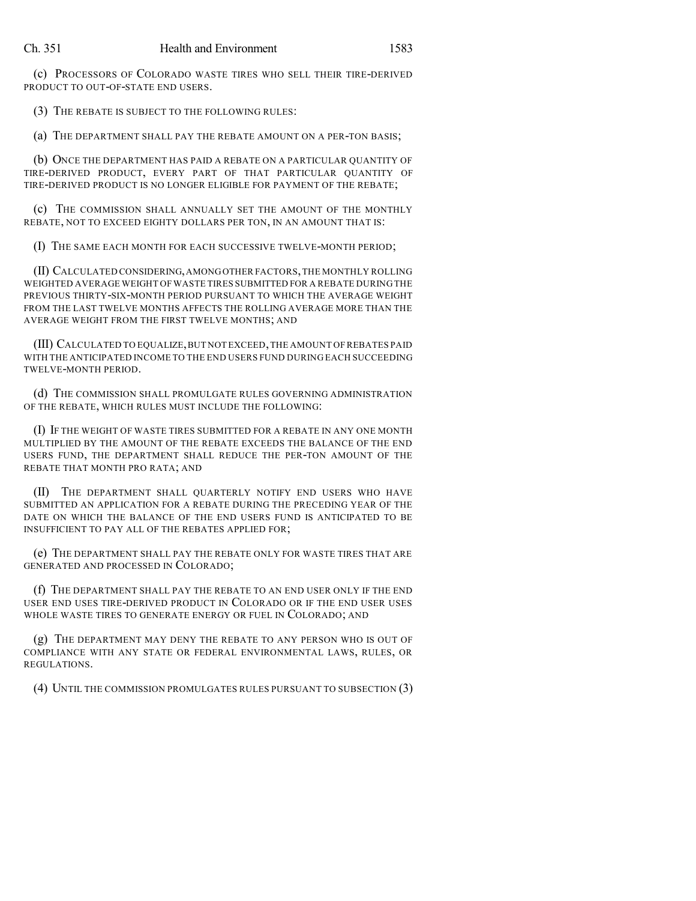(c) PROCESSORS OF COLORADO WASTE TIRES WHO SELL THEIR TIRE-DERIVED PRODUCT TO OUT-OF-STATE END USERS.

(3) THE REBATE IS SUBJECT TO THE FOLLOWING RULES:

(a) THE DEPARTMENT SHALL PAY THE REBATE AMOUNT ON A PER-TON BASIS;

(b) ONCE THE DEPARTMENT HAS PAID A REBATE ON A PARTICULAR QUANTITY OF TIRE-DERIVED PRODUCT, EVERY PART OF THAT PARTICULAR QUANTITY OF TIRE-DERIVED PRODUCT IS NO LONGER ELIGIBLE FOR PAYMENT OF THE REBATE;

(c) THE COMMISSION SHALL ANNUALLY SET THE AMOUNT OF THE MONTHLY REBATE, NOT TO EXCEED EIGHTY DOLLARS PER TON, IN AN AMOUNT THAT IS:

(I) THE SAME EACH MONTH FOR EACH SUCCESSIVE TWELVE-MONTH PERIOD;

(II) CALCULATED CONSIDERING, AMONG OTHER FACTORS, THE MONTHLY ROLLING WEIGHTED AVERAGE WEIGHT OF WASTE TIRES SUBMITTED FOR A REBATE DURING THE PREVIOUS THIRTY-SIX-MONTH PERIOD PURSUANT TO WHICH THE AVERAGE WEIGHT FROM THE LAST TWELVE MONTHS AFFECTS THE ROLLING AVERAGE MORE THAN THE AVERAGE WEIGHT FROM THE FIRST TWELVE MONTHS; AND

(III) CALCULATED TO EQUALIZE, BUT NOT EXCEED, THE AMOUNT OF REBATES PAID WITH THE ANTICIPATED INCOME TO THE END USERS FUND DURING EACH SUCCEEDING TWELVE-MONTH PERIOD.

(d) THE COMMISSION SHALL PROMULGATE RULES GOVERNING ADMINISTRATION OF THE REBATE, WHICH RULES MUST INCLUDE THE FOLLOWING:

(I) IF THE WEIGHT OF WASTE TIRES SUBMITTED FOR A REBATE IN ANY ONE MONTH MULTIPLIED BY THE AMOUNT OF THE REBATE EXCEEDS THE BALANCE OF THE END USERS FUND, THE DEPARTMENT SHALL REDUCE THE PER-TON AMOUNT OF THE REBATE THAT MONTH PRO RATA; AND

(II) THE DEPARTMENT SHALL QUARTERLY NOTIFY END USERS WHO HAVE SUBMITTED AN APPLICATION FOR A REBATE DURING THE PRECEDING YEAR OF THE DATE ON WHICH THE BALANCE OF THE END USERS FUND IS ANTICIPATED TO BE INSUFFICIENT TO PAY ALL OF THE REBATES APPLIED FOR;

(e) THE DEPARTMENT SHALL PAY THE REBATE ONLY FOR WASTE TIRES THAT ARE GENERATED AND PROCESSED IN COLORADO;

(f) THE DEPARTMENT SHALL PAY THE REBATE TO AN END USER ONLY IF THE END USER END USES TIRE-DERIVED PRODUCT IN COLORADO OR IF THE END USER USES WHOLE WASTE TIRES TO GENERATE ENERGY OR FUEL IN COLORADO; AND

(g) THE DEPARTMENT MAY DENY THE REBATE TO ANY PERSON WHO IS OUT OF COMPLIANCE WITH ANY STATE OR FEDERAL ENVIRONMENTAL LAWS, RULES, OR REGULATIONS.

(4) UNTIL THE COMMISSION PROMULGATES RULES PURSUANT TO SUBSECTION (3)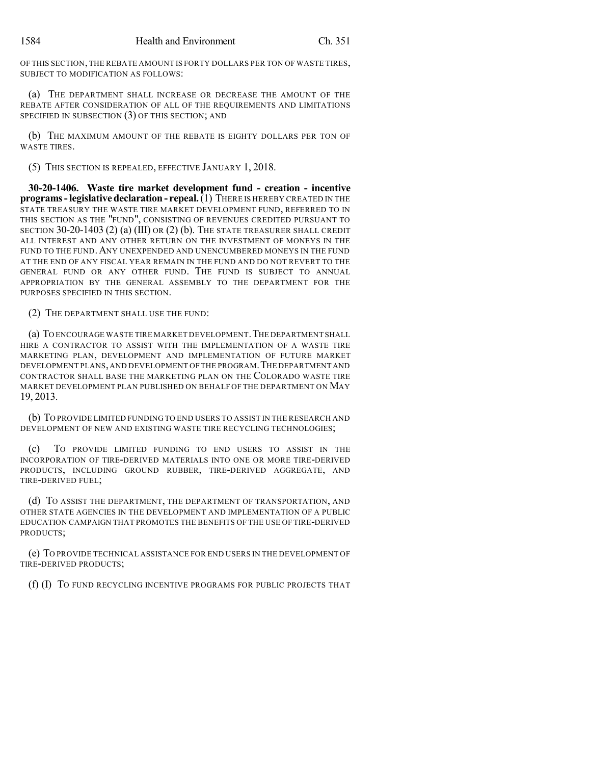OF THIS SECTION, THE REBATE AMOUNT IS FORTY DOLLARS PER TON OF WASTE TIRES, SUBJECT TO MODIFICATION AS FOLLOWS:

(a) THE DEPARTMENT SHALL INCREASE OR DECREASE THE AMOUNT OF THE REBATE AFTER CONSIDERATION OF ALL OF THE REQUIREMENTS AND LIMITATIONS SPECIFIED IN SUBSECTION (3) OF THIS SECTION; AND

(b) THE MAXIMUM AMOUNT OF THE REBATE IS EIGHTY DOLLARS PER TON OF WASTE TIRES.

(5) THIS SECTION IS REPEALED, EFFECTIVE JANUARY 1, 2018.

**30-20-1406. Waste tire market development fund - creation - incentive programs - legislative declaration - repeal.** (1) THERE IS HEREBY CREATED IN THE STATE TREASURY THE WASTE TIRE MARKET DEVELOPMENT FUND, REFERRED TO IN THIS SECTION AS THE "FUND", CONSISTING OF REVENUES CREDITED PURSUANT TO SECTION 30-20-1403 (2) (a) (III) OR (2) (b). THE STATE TREASURER SHALL CREDIT ALL INTEREST AND ANY OTHER RETURN ON THE INVESTMENT OF MONEYS IN THE FUND TO THE FUND. ANY UNEXPENDED AND UNENCUMBERED MONEYS IN THE FUND AT THE END OF ANY FISCAL YEAR REMAIN IN THE FUND AND DO NOT REVERT TO THE GENERAL FUND OR ANY OTHER FUND. THE FUND IS SUBJECT TO ANNUAL APPROPRIATION BY THE GENERAL ASSEMBLY TO THE DEPARTMENT FOR THE PURPOSES SPECIFIED IN THIS SECTION.

(2) THE DEPARTMENT SHALL USE THE FUND:

(a) TO ENCOURAGE WASTE TIRE MARKET DEVELOPMENT. THE DEPARTMENT SHALL HIRE A CONTRACTOR TO ASSIST WITH THE IMPLEMENTATION OF A WASTE TIRE MARKETING PLAN, DEVELOPMENT AND IMPLEMENTATION OF FUTURE MARKET DEVELOPMENT PLANS, AND DEVELOPMENT OF THE PROGRAM. THE DEPARTMENT AND CONTRACTOR SHALL BASE THE MARKETING PLAN ON THE COLORADO WASTE TIRE MARKET DEVELOPMENT PLAN PUBLISHED ON BEHALF OF THE DEPARTMENT ON MAY 19, 2013.

(b) TO PROVIDE LIMITED FUNDING TO END USERS TO ASSIST IN THE RESEARCH AND DEVELOPMENT OF NEW AND EXISTING WASTE TIRE RECYCLING TECHNOLOGIES;

(c) TO PROVIDE LIMITED FUNDING TO END USERS TO ASSIST IN THE INCORPORATION OF TIRE-DERIVED MATERIALS INTO ONE OR MORE TIRE-DERIVED PRODUCTS, INCLUDING GROUND RUBBER, TIRE-DERIVED AGGREGATE, AND TIRE-DERIVED FUEL;

(d) TO ASSIST THE DEPARTMENT, THE DEPARTMENT OF TRANSPORTATION, AND OTHER STATE AGENCIES IN THE DEVELOPMENT AND IMPLEMENTATION OF A PUBLIC EDUCATION CAMPAIGN THAT PROMOTES THE BENEFITS OF THE USE OF TIRE-DERIVED PRODUCTS;

(e) TO PROVIDE TECHNICAL ASSISTANCE FOR END USERS IN THE DEVELOPMENT OF TIRE-DERIVED PRODUCTS;

(f) (I) TO FUND RECYCLING INCENTIVE PROGRAMS FOR PUBLIC PROJECTS THAT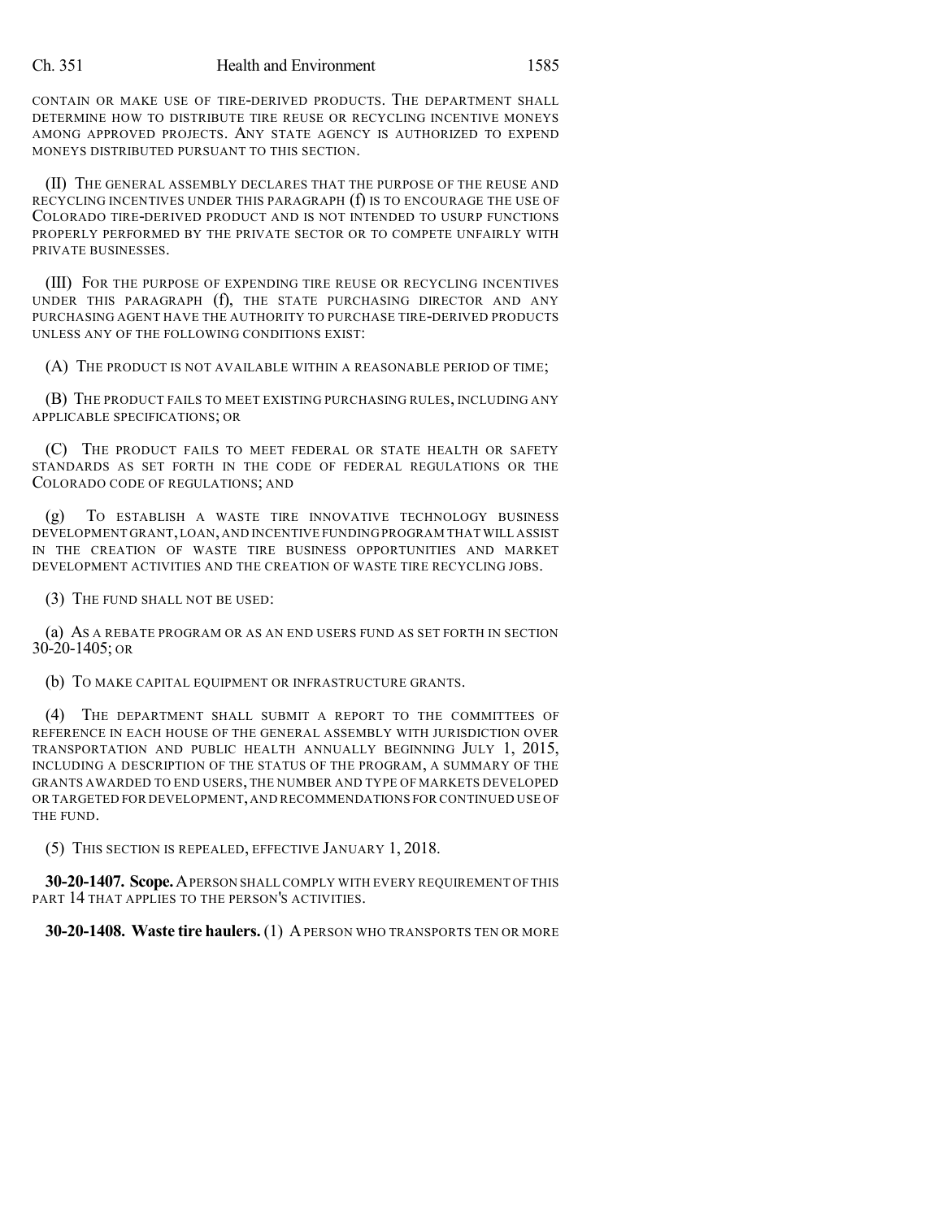CONTAIN OR MAKE USE OF TIRE-DERIVED PRODUCTS. THE DEPARTMENT SHALL DETERMINE HOW TO DISTRIBUTE TIRE REUSE OR RECYCLING INCENTIVE MONEYS AMONG APPROVED PROJECTS. ANY STATE AGENCY IS AUTHORIZED TO EXPEND MONEYS DISTRIBUTED PURSUANT TO THIS SECTION.

(II) THE GENERAL ASSEMBLY DECLARES THAT THE PURPOSE OF THE REUSE AND RECYCLING INCENTIVES UNDER THIS PARAGRAPH (f) IS TO ENCOURAGE THE USE OF COLORADO TIRE-DERIVED PRODUCT AND IS NOT INTENDED TO USURP FUNCTIONS PROPERLY PERFORMED BY THE PRIVATE SECTOR OR TO COMPETE UNFAIRLY WITH PRIVATE BUSINESSES.

(III) FOR THE PURPOSE OF EXPENDING TIRE REUSE OR RECYCLING INCENTIVES UNDER THIS PARAGRAPH (f), THE STATE PURCHASING DIRECTOR AND ANY PURCHASING AGENT HAVE THE AUTHORITY TO PURCHASE TIRE-DERIVED PRODUCTS UNLESS ANY OF THE FOLLOWING CONDITIONS EXIST:

(A) THE PRODUCT IS NOT AVAILABLE WITHIN A REASONABLE PERIOD OF TIME;

(B) THE PRODUCT FAILS TO MEET EXISTING PURCHASING RULES, INCLUDING ANY APPLICABLE SPECIFICATIONS; OR

(C) THE PRODUCT FAILS TO MEET FEDERAL OR STATE HEALTH OR SAFETY STANDARDS AS SET FORTH IN THE CODE OF FEDERAL REGULATIONS OR THE COLORADO CODE OF REGULATIONS; AND

(g) TO ESTABLISH A WASTE TIRE INNOVATIVE TECHNOLOGY BUSINESS DEVELOPMENT GRANT, LOAN, AND INCENTIVE FUNDING PROGRAM THAT WILL ASSIST IN THE CREATION OF WASTE TIRE BUSINESS OPPORTUNITIES AND MARKET DEVELOPMENT ACTIVITIES AND THE CREATION OF WASTE TIRE RECYCLING JOBS.

(3) THE FUND SHALL NOT BE USED:

(a) AS A REBATE PROGRAM OR AS AN END USERS FUND AS SET FORTH IN SECTION 30-20-1405; OR

(b) TO MAKE CAPITAL EQUIPMENT OR INFRASTRUCTURE GRANTS.

(4) THE DEPARTMENT SHALL SUBMIT A REPORT TO THE COMMITTEES OF REFERENCE IN EACH HOUSE OF THE GENERAL ASSEMBLY WITH JURISDICTION OVER TRANSPORTATION AND PUBLIC HEALTH ANNUALLY BEGINNING JULY 1, 2015, INCLUDING A DESCRIPTION OF THE STATUS OF THE PROGRAM, A SUMMARY OF THE GRANTS AWARDED TO END USERS, THE NUMBER AND TYPE OF MARKETS DEVELOPED OR TARGETED FOR DEVELOPMENT, AND RECOMMENDATIONS FOR CONTINUED USE OF THE FUND.

(5) THIS SECTION IS REPEALED, EFFECTIVE JANUARY 1, 2018.

**30-20-1407. Scope.** A PERSON SHALL COMPLY WITH EVERY REQUIREMENT OF THIS PART 14 THAT APPLIES TO THE PERSON'S ACTIVITIES.

**30-20-1408. Waste tire haulers.** (1) A PERSON WHO TRANSPORTS TEN OR MORE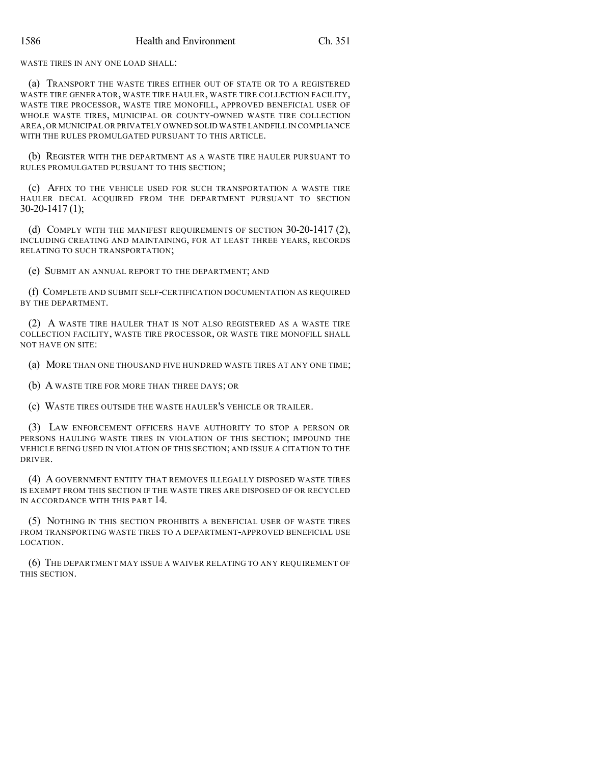WASTE TIRES IN ANY ONE LOAD SHALL:

(a) TRANSPORT THE WASTE TIRES EITHER OUT OF STATE OR TO A REGISTERED WASTE TIRE GENERATOR, WASTE TIRE HAULER, WASTE TIRE COLLECTION FACILITY, WASTE TIRE PROCESSOR, WASTE TIRE MONOFILL, APPROVED BENEFICIAL USER OF WHOLE WASTE TIRES, MUNICIPAL OR COUNTY-OWNED WASTE TIRE COLLECTION AREA, OR MUNICIPAL OR PRIVATELY OWNED SOLID WASTE LANDFILL IN COMPLIANCE WITH THE RULES PROMULGATED PURSUANT TO THIS ARTICLE.

(b) REGISTER WITH THE DEPARTMENT AS A WASTE TIRE HAULER PURSUANT TO RULES PROMULGATED PURSUANT TO THIS SECTION;

(c) AFFIX TO THE VEHICLE USED FOR SUCH TRANSPORTATION A WASTE TIRE HAULER DECAL ACQUIRED FROM THE DEPARTMENT PURSUANT TO SECTION 30-20-1417 (1);

(d) COMPLY WITH THE MANIFEST REQUIREMENTS OF SECTION 30-20-1417 (2), INCLUDING CREATING AND MAINTAINING, FOR AT LEAST THREE YEARS, RECORDS RELATING TO SUCH TRANSPORTATION;

(e) SUBMIT AN ANNUAL REPORT TO THE DEPARTMENT; AND

(f) COMPLETE AND SUBMIT SELF-CERTIFICATION DOCUMENTATION AS REQUIRED BY THE DEPARTMENT.

(2) A WASTE TIRE HAULER THAT IS NOT ALSO REGISTERED AS A WASTE TIRE COLLECTION FACILITY, WASTE TIRE PROCESSOR, OR WASTE TIRE MONOFILL SHALL NOT HAVE ON SITE:

(a) MORE THAN ONE THOUSAND FIVE HUNDRED WASTE TIRES AT ANY ONE TIME;

(b) A WASTE TIRE FOR MORE THAN THREE DAYS; OR

(c) WASTE TIRES OUTSIDE THE WASTE HAULER'S VEHICLE OR TRAILER.

(3) LAW ENFORCEMENT OFFICERS HAVE AUTHORITY TO STOP A PERSON OR PERSONS HAULING WASTE TIRES IN VIOLATION OF THIS SECTION; IMPOUND THE VEHICLE BEING USED IN VIOLATION OF THIS SECTION; AND ISSUE A CITATION TO THE DRIVER.

(4) A GOVERNMENT ENTITY THAT REMOVES ILLEGALLY DISPOSED WASTE TIRES IS EXEMPT FROM THIS SECTION IF THE WASTE TIRES ARE DISPOSED OF OR RECYCLED IN ACCORDANCE WITH THIS PART 14.

(5) NOTHING IN THIS SECTION PROHIBITS A BENEFICIAL USER OF WASTE TIRES FROM TRANSPORTING WASTE TIRES TO A DEPARTMENT-APPROVED BENEFICIAL USE LOCATION.

(6) THE DEPARTMENT MAY ISSUE A WAIVER RELATING TO ANY REQUIREMENT OF THIS SECTION.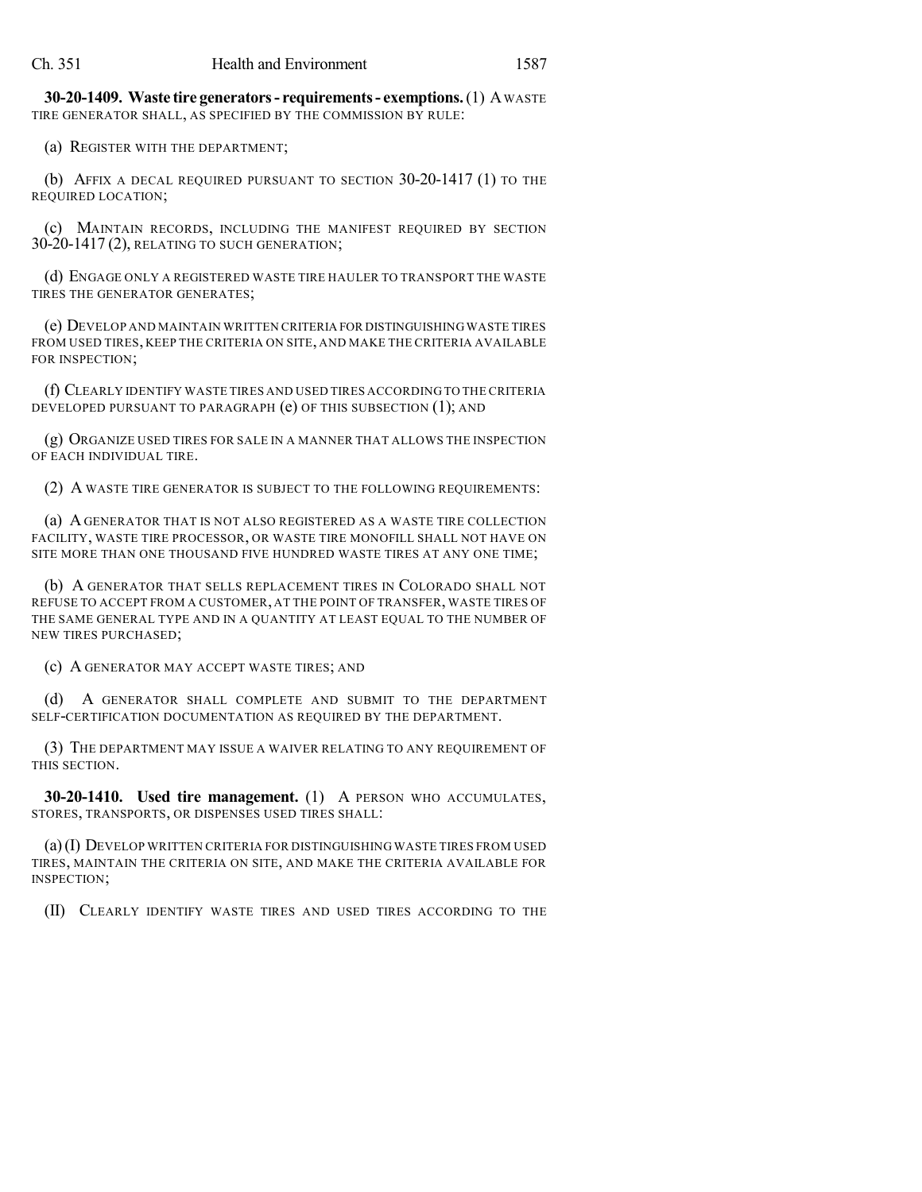**30-20-1409. Waste tire generators - requirements - exemptions.** (1) A WASTE TIRE GENERATOR SHALL, AS SPECIFIED BY THE COMMISSION BY RULE:

(a) REGISTER WITH THE DEPARTMENT;

(b) AFFIX A DECAL REQUIRED PURSUANT TO SECTION 30-20-1417 (1) TO THE REQUIRED LOCATION;

(c) MAINTAIN RECORDS, INCLUDING THE MANIFEST REQUIRED BY SECTION 30-20-1417 (2), RELATING TO SUCH GENERATION;

(d) ENGAGE ONLY A REGISTERED WASTE TIRE HAULER TO TRANSPORT THE WASTE TIRES THE GENERATOR GENERATES;

(e) DEVELOP AND MAINTAIN WRITTEN CRITERIA FOR DISTINGUISHING WASTE TIRES FROM USED TIRES, KEEP THE CRITERIA ON SITE, AND MAKE THE CRITERIA AVAILABLE FOR INSPECTION;

(f) CLEARLY IDENTIFY WASTE TIRES AND USED TIRES ACCORDING TO THE CRITERIA DEVELOPED PURSUANT TO PARAGRAPH (e) OF THIS SUBSECTION (1); AND

(g) ORGANIZE USED TIRES FOR SALE IN A MANNER THAT ALLOWS THE INSPECTION OF EACH INDIVIDUAL TIRE.

(2) A WASTE TIRE GENERATOR IS SUBJECT TO THE FOLLOWING REQUIREMENTS:

(a) A GENERATOR THAT IS NOT ALSO REGISTERED AS A WASTE TIRE COLLECTION FACILITY, WASTE TIRE PROCESSOR, OR WASTE TIRE MONOFILL SHALL NOT HAVE ON SITE MORE THAN ONE THOUSAND FIVE HUNDRED WASTE TIRES AT ANY ONE TIME;

(b) A GENERATOR THAT SELLS REPLACEMENT TIRES IN COLORADO SHALL NOT REFUSE TO ACCEPT FROM A CUSTOMER, AT THE POINT OF TRANSFER, WASTE TIRES OF THE SAME GENERAL TYPE AND IN A QUANTITY AT LEAST EQUAL TO THE NUMBER OF NEW TIRES PURCHASED;

(c) A GENERATOR MAY ACCEPT WASTE TIRES; AND

(d) A GENERATOR SHALL COMPLETE AND SUBMIT TO THE DEPARTMENT SELF-CERTIFICATION DOCUMENTATION AS REQUIRED BY THE DEPARTMENT.

(3) THE DEPARTMENT MAY ISSUE A WAIVER RELATING TO ANY REQUIREMENT OF THIS SECTION.

**30-20-1410. Used tire management.** (1) A PERSON WHO ACCUMULATES, STORES, TRANSPORTS, OR DISPENSES USED TIRES SHALL:

(a) (I) DEVELOP WRITTEN CRITERIA FOR DISTINGUISHING WASTE TIRES FROM USED TIRES, MAINTAIN THE CRITERIA ON SITE, AND MAKE THE CRITERIA AVAILABLE FOR INSPECTION;

(II) CLEARLY IDENTIFY WASTE TIRES AND USED TIRES ACCORDING TO THE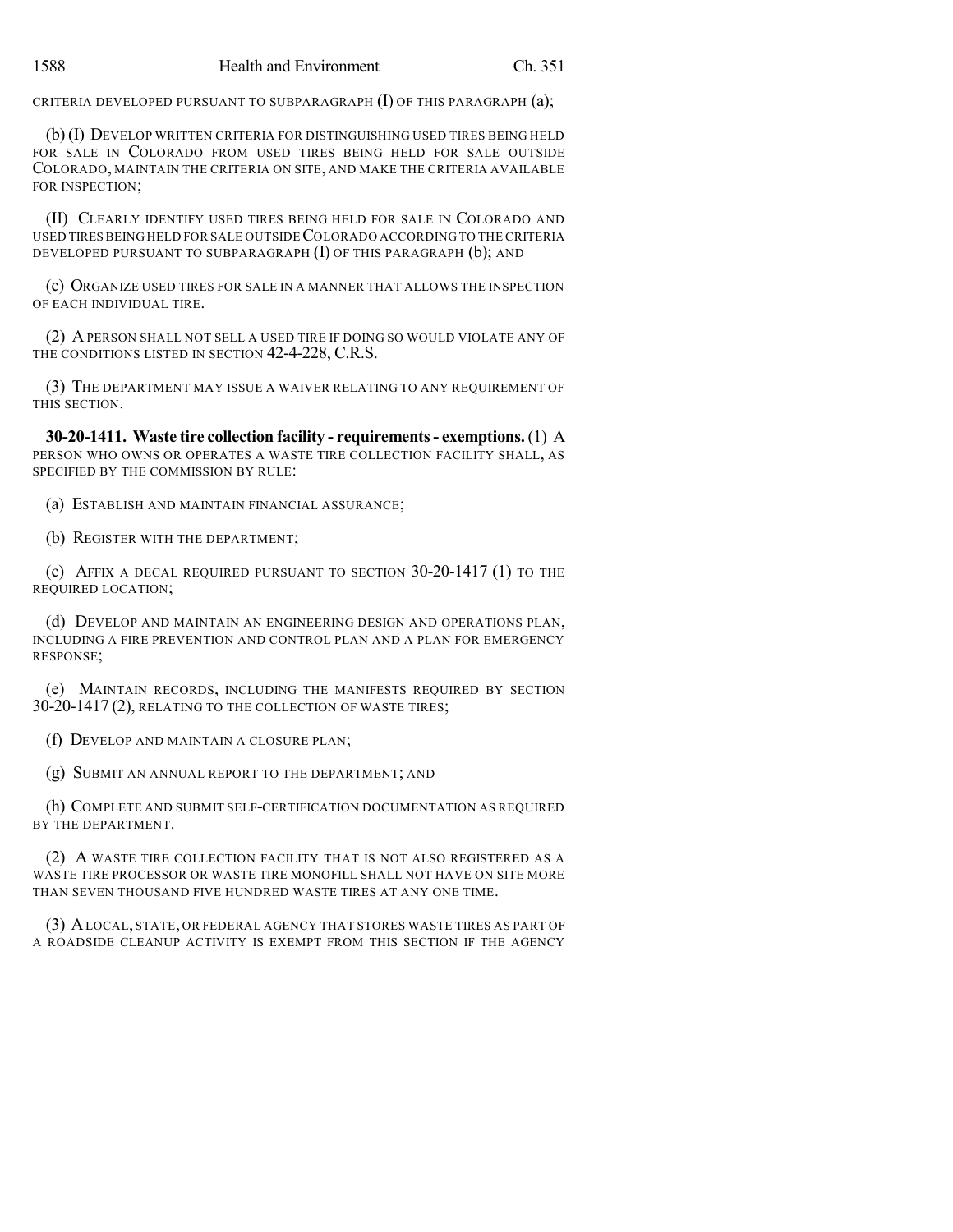CRITERIA DEVELOPED PURSUANT TO SUBPARAGRAPH (I) OF THIS PARAGRAPH (a);

(b) (I) DEVELOP WRITTEN CRITERIA FOR DISTINGUISHING USED TIRES BEING HELD FOR SALE IN COLORADO FROM USED TIRES BEING HELD FOR SALE OUTSIDE COLORADO, MAINTAIN THE CRITERIA ON SITE, AND MAKE THE CRITERIA AVAILABLE FOR INSPECTION;

(II) CLEARLY IDENTIFY USED TIRES BEING HELD FOR SALE IN COLORADO AND USED TIRES BEING HELD FOR SALE OUTSIDE COLORADO ACCORDING TO THE CRITERIA DEVELOPED PURSUANT TO SUBPARAGRAPH (I) OF THIS PARAGRAPH (b); AND

(c) ORGANIZE USED TIRES FOR SALE IN A MANNER THAT ALLOWS THE INSPECTION OF EACH INDIVIDUAL TIRE.

(2) A PERSON SHALL NOT SELL A USED TIRE IF DOING SO WOULD VIOLATE ANY OF THE CONDITIONS LISTED IN SECTION 42-4-228, C.R.S.

(3) THE DEPARTMENT MAY ISSUE A WAIVER RELATING TO ANY REQUIREMENT OF THIS SECTION.

**30-20-1411. Waste tire collection facility - requirements - exemptions.** (1) A PERSON WHO OWNS OR OPERATES A WASTE TIRE COLLECTION FACILITY SHALL, AS SPECIFIED BY THE COMMISSION BY RULE:

(a) ESTABLISH AND MAINTAIN FINANCIAL ASSURANCE;

(b) REGISTER WITH THE DEPARTMENT;

(c) AFFIX A DECAL REQUIRED PURSUANT TO SECTION 30-20-1417 (1) TO THE REQUIRED LOCATION;

(d) DEVELOP AND MAINTAIN AN ENGINEERING DESIGN AND OPERATIONS PLAN, INCLUDING A FIRE PREVENTION AND CONTROL PLAN AND A PLAN FOR EMERGENCY RESPONSE;

(e) MAINTAIN RECORDS, INCLUDING THE MANIFESTS REQUIRED BY SECTION 30-20-1417 (2), RELATING TO THE COLLECTION OF WASTE TIRES;

(f) DEVELOP AND MAINTAIN A CLOSURE PLAN;

(g) SUBMIT AN ANNUAL REPORT TO THE DEPARTMENT; AND

(h) COMPLETE AND SUBMIT SELF-CERTIFICATION DOCUMENTATION AS REQUIRED BY THE DEPARTMENT.

(2) A WASTE TIRE COLLECTION FACILITY THAT IS NOT ALSO REGISTERED AS A WASTE TIRE PROCESSOR OR WASTE TIRE MONOFILL SHALL NOT HAVE ON SITE MORE THAN SEVEN THOUSAND FIVE HUNDRED WASTE TIRES AT ANY ONE TIME.

(3) A LOCAL, STATE, OR FEDERAL AGENCY THAT STORES WASTE TIRES AS PART OF A ROADSIDE CLEANUP ACTIVITY IS EXEMPT FROM THIS SECTION IF THE AGENCY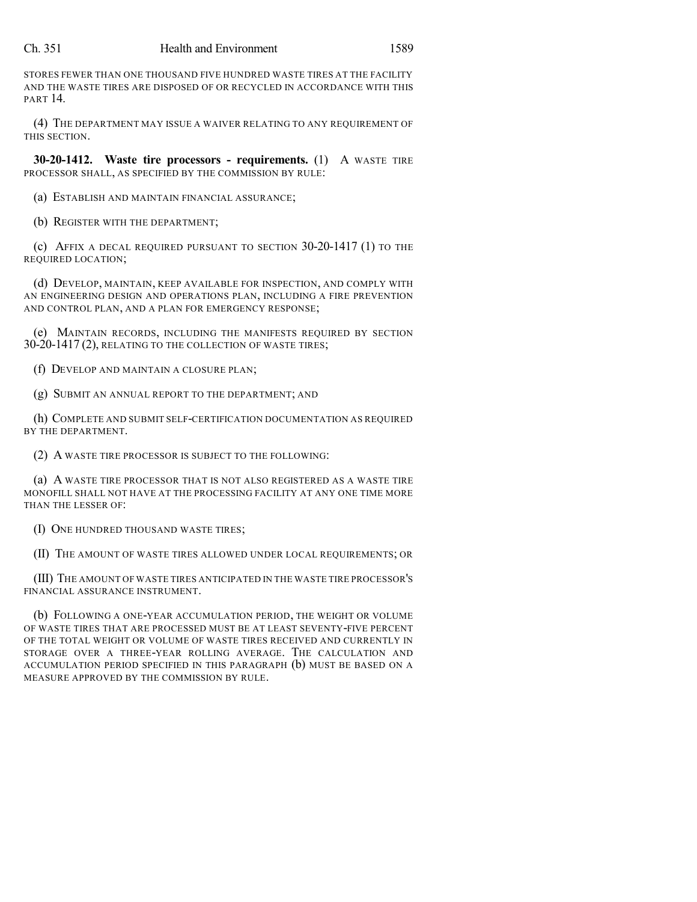STORES FEWER THAN ONE THOUSAND FIVE HUNDRED WASTE TIRES AT THE FACILITY AND THE WASTE TIRES ARE DISPOSED OF OR RECYCLED IN ACCORDANCE WITH THIS PART 14.

(4) THE DEPARTMENT MAY ISSUE A WAIVER RELATING TO ANY REQUIREMENT OF THIS SECTION.

**30-20-1412. Waste tire processors - requirements.** (1) A WASTE TIRE PROCESSOR SHALL, AS SPECIFIED BY THE COMMISSION BY RULE:

(a) ESTABLISH AND MAINTAIN FINANCIAL ASSURANCE;

(b) REGISTER WITH THE DEPARTMENT;

(c) AFFIX A DECAL REQUIRED PURSUANT TO SECTION 30-20-1417 (1) TO THE REQUIRED LOCATION;

(d) DEVELOP, MAINTAIN, KEEP AVAILABLE FOR INSPECTION, AND COMPLY WITH AN ENGINEERING DESIGN AND OPERATIONS PLAN, INCLUDING A FIRE PREVENTION AND CONTROL PLAN, AND A PLAN FOR EMERGENCY RESPONSE;

(e) MAINTAIN RECORDS, INCLUDING THE MANIFESTS REQUIRED BY SECTION 30-20-1417 (2), RELATING TO THE COLLECTION OF WASTE TIRES;

(f) DEVELOP AND MAINTAIN A CLOSURE PLAN;

(g) SUBMIT AN ANNUAL REPORT TO THE DEPARTMENT; AND

(h) COMPLETE AND SUBMIT SELF-CERTIFICATION DOCUMENTATION AS REQUIRED BY THE DEPARTMENT.

(2) A WASTE TIRE PROCESSOR IS SUBJECT TO THE FOLLOWING:

(a) A WASTE TIRE PROCESSOR THAT IS NOT ALSO REGISTERED AS A WASTE TIRE MONOFILL SHALL NOT HAVE AT THE PROCESSING FACILITY AT ANY ONE TIME MORE THAN THE LESSER OF:

(I) ONE HUNDRED THOUSAND WASTE TIRES;

(II) THE AMOUNT OF WASTE TIRES ALLOWED UNDER LOCAL REQUIREMENTS; OR

(III) THE AMOUNT OF WASTE TIRES ANTICIPATED IN THE WASTE TIRE PROCESSOR'S FINANCIAL ASSURANCE INSTRUMENT.

(b) FOLLOWING A ONE-YEAR ACCUMULATION PERIOD, THE WEIGHT OR VOLUME OF WASTE TIRES THAT ARE PROCESSED MUST BE AT LEAST SEVENTY-FIVE PERCENT OF THE TOTAL WEIGHT OR VOLUME OF WASTE TIRES RECEIVED AND CURRENTLY IN STORAGE OVER A THREE-YEAR ROLLING AVERAGE. THE CALCULATION AND ACCUMULATION PERIOD SPECIFIED IN THIS PARAGRAPH (b) MUST BE BASED ON A MEASURE APPROVED BY THE COMMISSION BY RULE.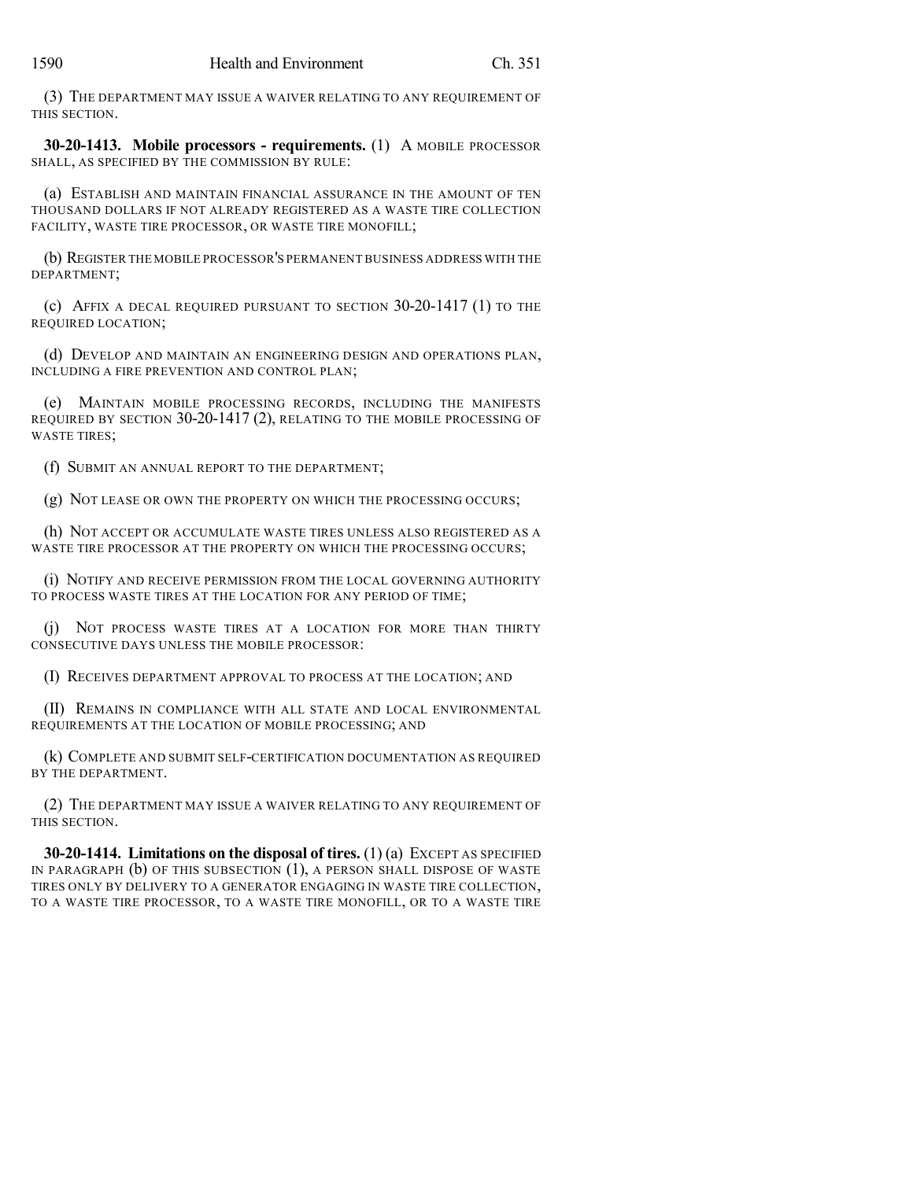(3) THE DEPARTMENT MAY ISSUE A WAIVER RELATING TO ANY REQUIREMENT OF THIS SECTION.

**30-20-1413. Mobile processors - requirements.** (1) A MOBILE PROCESSOR SHALL, AS SPECIFIED BY THE COMMISSION BY RULE:

(a) ESTABLISH AND MAINTAIN FINANCIAL ASSURANCE IN THE AMOUNT OF TEN THOUSAND DOLLARS IF NOT ALREADY REGISTERED AS A WASTE TIRE COLLECTION FACILITY, WASTE TIRE PROCESSOR, OR WASTE TIRE MONOFILL;

(b) REGISTER THE MOBILE PROCESSOR'S PERMANENT BUSINESS ADDRESS WITH THE DEPARTMENT;

(c) AFFIX A DECAL REQUIRED PURSUANT TO SECTION 30-20-1417 (1) TO THE REQUIRED LOCATION;

(d) DEVELOP AND MAINTAIN AN ENGINEERING DESIGN AND OPERATIONS PLAN, INCLUDING A FIRE PREVENTION AND CONTROL PLAN;

(e) MAINTAIN MOBILE PROCESSING RECORDS, INCLUDING THE MANIFESTS REQUIRED BY SECTION 30-20-1417 (2), RELATING TO THE MOBILE PROCESSING OF WASTE TIRES;

(f) SUBMIT AN ANNUAL REPORT TO THE DEPARTMENT;

(g) NOT LEASE OR OWN THE PROPERTY ON WHICH THE PROCESSING OCCURS;

(h) NOT ACCEPT OR ACCUMULATE WASTE TIRES UNLESS ALSO REGISTERED AS A WASTE TIRE PROCESSOR AT THE PROPERTY ON WHICH THE PROCESSING OCCURS;

(i) NOTIFY AND RECEIVE PERMISSION FROM THE LOCAL GOVERNING AUTHORITY TO PROCESS WASTE TIRES AT THE LOCATION FOR ANY PERIOD OF TIME;

(j) NOT PROCESS WASTE TIRES AT A LOCATION FOR MORE THAN THIRTY CONSECUTIVE DAYS UNLESS THE MOBILE PROCESSOR:

(I) RECEIVES DEPARTMENT APPROVAL TO PROCESS AT THE LOCATION; AND

(II) REMAINS IN COMPLIANCE WITH ALL STATE AND LOCAL ENVIRONMENTAL REQUIREMENTS AT THE LOCATION OF MOBILE PROCESSING; AND

(k) COMPLETE AND SUBMIT SELF-CERTIFICATION DOCUMENTATION AS REQUIRED BY THE DEPARTMENT.

(2) THE DEPARTMENT MAY ISSUE A WAIVER RELATING TO ANY REQUIREMENT OF THIS SECTION.

**30-20-1414. Limitations on the disposal of tires.** (1) (a) EXCEPT AS SPECIFIED IN PARAGRAPH (b) OF THIS SUBSECTION (1), A PERSON SHALL DISPOSE OF WASTE TIRES ONLY BY DELIVERY TO A GENERATOR ENGAGING IN WASTE TIRE COLLECTION, TO A WASTE TIRE PROCESSOR, TO A WASTE TIRE MONOFILL, OR TO A WASTE TIRE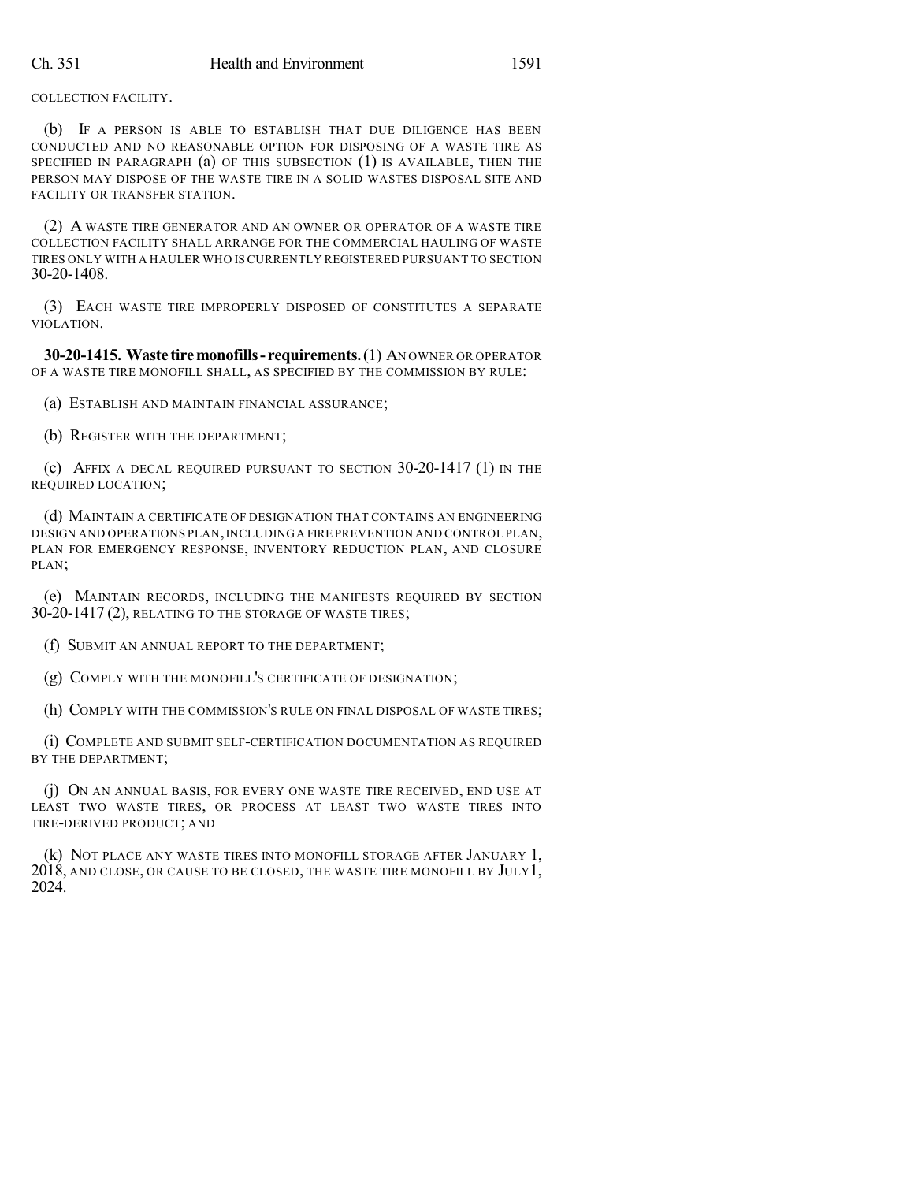COLLECTION FACILITY.

(b) IF A PERSON IS ABLE TO ESTABLISH THAT DUE DILIGENCE HAS BEEN CONDUCTED AND NO REASONABLE OPTION FOR DISPOSING OF A WASTE TIRE AS SPECIFIED IN PARAGRAPH (a) OF THIS SUBSECTION (1) IS AVAILABLE, THEN THE PERSON MAY DISPOSE OF THE WASTE TIRE IN A SOLID WASTES DISPOSAL SITE AND FACILITY OR TRANSFER STATION.

(2) A WASTE TIRE GENERATOR AND AN OWNER OR OPERATOR OF A WASTE TIRE COLLECTION FACILITY SHALL ARRANGE FOR THE COMMERCIAL HAULING OF WASTE TIRES ONLY WITH A HAULER WHO IS CURRENTLY REGISTERED PURSUANT TO SECTION 30-20-1408.

(3) EACH WASTE TIRE IMPROPERLY DISPOSED OF CONSTITUTES A SEPARATE VIOLATION.

**30-20-1415. Waste tire monofills - requirements.** (1) AN OWNER OR OPERATOR OF A WASTE TIRE MONOFILL SHALL, AS SPECIFIED BY THE COMMISSION BY RULE:

(a) ESTABLISH AND MAINTAIN FINANCIAL ASSURANCE;

(b) REGISTER WITH THE DEPARTMENT;

(c) AFFIX A DECAL REQUIRED PURSUANT TO SECTION 30-20-1417 (1) IN THE REQUIRED LOCATION;

(d) MAINTAIN A CERTIFICATE OF DESIGNATION THAT CONTAINS AN ENGINEERING DESIGN AND OPERATIONS PLAN, INCLUDING A FIRE PREVENTION AND CONTROL PLAN, PLAN FOR EMERGENCY RESPONSE, INVENTORY REDUCTION PLAN, AND CLOSURE PLAN;

(e) MAINTAIN RECORDS, INCLUDING THE MANIFESTS REQUIRED BY SECTION 30-20-1417 (2), RELATING TO THE STORAGE OF WASTE TIRES;

(f) SUBMIT AN ANNUAL REPORT TO THE DEPARTMENT;

(g) COMPLY WITH THE MONOFILL'S CERTIFICATE OF DESIGNATION;

(h) COMPLY WITH THE COMMISSION'S RULE ON FINAL DISPOSAL OF WASTE TIRES;

(i) COMPLETE AND SUBMIT SELF-CERTIFICATION DOCUMENTATION AS REQUIRED BY THE DEPARTMENT;

(j) ON AN ANNUAL BASIS, FOR EVERY ONE WASTE TIRE RECEIVED, END USE AT LEAST TWO WASTE TIRES, OR PROCESS AT LEAST TWO WASTE TIRES INTO TIRE-DERIVED PRODUCT; AND

(k) NOT PLACE ANY WASTE TIRES INTO MONOFILL STORAGE AFTER JANUARY 1, 2018, AND CLOSE, OR CAUSE TO BE CLOSED, THE WASTE TIRE MONOFILL BY JULY 1, 2024.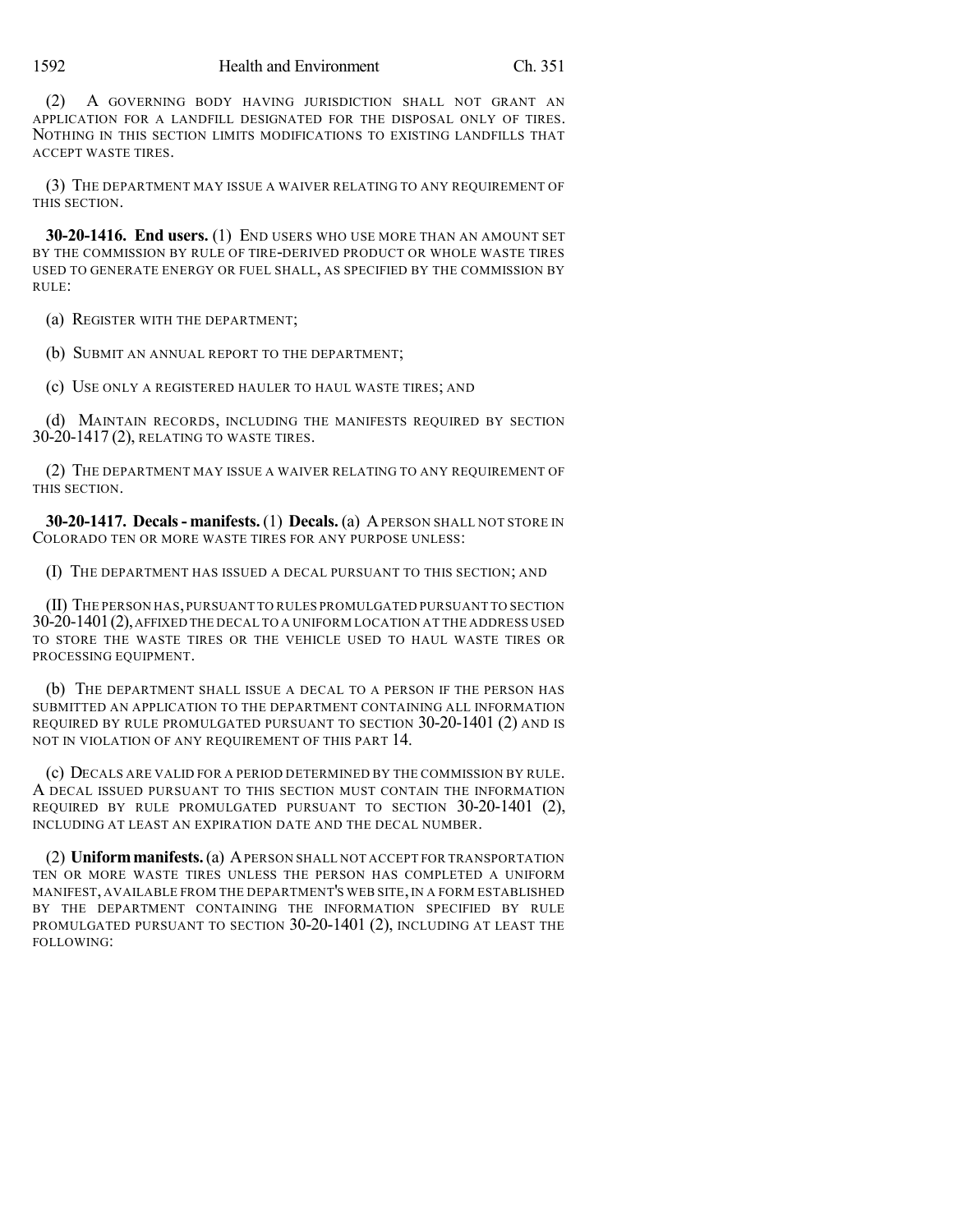(2) A GOVERNING BODY HAVING JURISDICTION SHALL NOT GRANT AN APPLICATION FOR A LANDFILL DESIGNATED FOR THE DISPOSAL ONLY OF TIRES. NOTHING IN THIS SECTION LIMITS MODIFICATIONS TO EXISTING LANDFILLS THAT ACCEPT WASTE TIRES.

(3) THE DEPARTMENT MAY ISSUE A WAIVER RELATING TO ANY REQUIREMENT OF THIS SECTION.

**30-20-1416. End users.** (1) END USERS WHO USE MORE THAN AN AMOUNT SET BY THE COMMISSION BY RULE OF TIRE-DERIVED PRODUCT OR WHOLE WASTE TIRES USED TO GENERATE ENERGY OR FUEL SHALL, AS SPECIFIED BY THE COMMISSION BY RULE:

(a) REGISTER WITH THE DEPARTMENT;

(b) SUBMIT AN ANNUAL REPORT TO THE DEPARTMENT;

(c) USE ONLY A REGISTERED HAULER TO HAUL WASTE TIRES; AND

(d) MAINTAIN RECORDS, INCLUDING THE MANIFESTS REQUIRED BY SECTION 30-20-1417 (2), RELATING TO WASTE TIRES.

(2) THE DEPARTMENT MAY ISSUE A WAIVER RELATING TO ANY REQUIREMENT OF THIS SECTION.

**30-20-1417. Decals - manifests.** (1) **Decals.** (a) A PERSON SHALL NOT STORE IN COLORADO TEN OR MORE WASTE TIRES FOR ANY PURPOSE UNLESS:

(I) THE DEPARTMENT HAS ISSUED A DECAL PURSUANT TO THIS SECTION; AND

(II) THE PERSON HAS, PURSUANT TO RULES PROMULGATED PURSUANT TO SECTION 30-20-1401 (2), AFFIXED THE DECAL TO A UNIFORM LOCATION AT THE ADDRESS USED TO STORE THE WASTE TIRES OR THE VEHICLE USED TO HAUL WASTE TIRES OR PROCESSING EQUIPMENT.

(b) THE DEPARTMENT SHALL ISSUE A DECAL TO A PERSON IF THE PERSON HAS SUBMITTED AN APPLICATION TO THE DEPARTMENT CONTAINING ALL INFORMATION REQUIRED BY RULE PROMULGATED PURSUANT TO SECTION 30-20-1401 (2) AND IS NOT IN VIOLATION OF ANY REQUIREMENT OF THIS PART 14.

(c) DECALS ARE VALID FOR A PERIOD DETERMINED BY THE COMMISSION BY RULE. A DECAL ISSUED PURSUANT TO THIS SECTION MUST CONTAIN THE INFORMATION REQUIRED BY RULE PROMULGATED PURSUANT TO SECTION 30-20-1401 (2), INCLUDING AT LEAST AN EXPIRATION DATE AND THE DECAL NUMBER.

(2) **Uniform manifests.** (a) A PERSON SHALL NOT ACCEPT FOR TRANSPORTATION TEN OR MORE WASTE TIRES UNLESS THE PERSON HAS COMPLETED A UNIFORM MANIFEST, AVAILABLE FROM THE DEPARTMENT'S WEB SITE, IN A FORM ESTABLISHED BY THE DEPARTMENT CONTAINING THE INFORMATION SPECIFIED BY RULE PROMULGATED PURSUANT TO SECTION 30-20-1401 (2), INCLUDING AT LEAST THE FOLLOWING: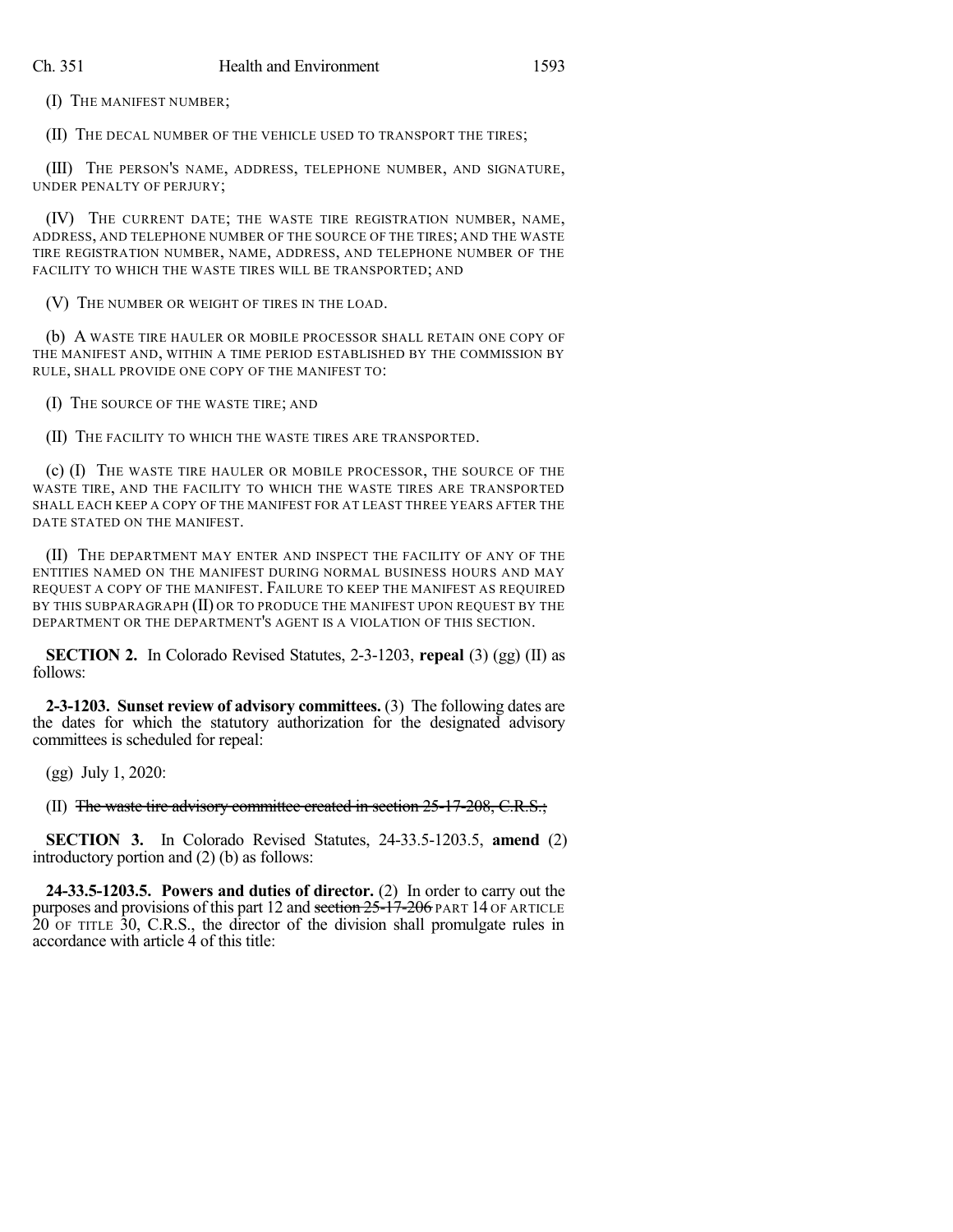(I) THE MANIFEST NUMBER;

(II) THE DECAL NUMBER OF THE VEHICLE USED TO TRANSPORT THE TIRES;

(III) THE PERSON'S NAME, ADDRESS, TELEPHONE NUMBER, AND SIGNATURE, UNDER PENALTY OF PERJURY;

(IV) THE CURRENT DATE; THE WASTE TIRE REGISTRATION NUMBER, NAME, ADDRESS, AND TELEPHONE NUMBER OF THE SOURCE OF THE TIRES; AND THE WASTE TIRE REGISTRATION NUMBER, NAME, ADDRESS, AND TELEPHONE NUMBER OF THE FACILITY TO WHICH THE WASTE TIRES WILL BE TRANSPORTED; AND

(V) THE NUMBER OR WEIGHT OF TIRES IN THE LOAD.

(b) A WASTE TIRE HAULER OR MOBILE PROCESSOR SHALL RETAIN ONE COPY OF THE MANIFEST AND, WITHIN A TIME PERIOD ESTABLISHED BY THE COMMISSION BY RULE, SHALL PROVIDE ONE COPY OF THE MANIFEST TO:

(I) THE SOURCE OF THE WASTE TIRE; AND

(II) THE FACILITY TO WHICH THE WASTE TIRES ARE TRANSPORTED.

(c) (I) THE WASTE TIRE HAULER OR MOBILE PROCESSOR, THE SOURCE OF THE WASTE TIRE, AND THE FACILITY TO WHICH THE WASTE TIRES ARE TRANSPORTED SHALL EACH KEEP A COPY OF THE MANIFEST FOR AT LEAST THREE YEARS AFTER THE DATE STATED ON THE MANIFEST.

(II) THE DEPARTMENT MAY ENTER AND INSPECT THE FACILITY OF ANY OF THE ENTITIES NAMED ON THE MANIFEST DURING NORMAL BUSINESS HOURS AND MAY REQUEST A COPY OF THE MANIFEST. FAILURE TO KEEP THE MANIFEST AS REQUIRED BY THIS SUBPARAGRAPH (II) OR TO PRODUCE THE MANIFEST UPON REQUEST BY THE DEPARTMENT OR THE DEPARTMENT'S AGENT IS A VIOLATION OF THIS SECTION.

**SECTION 2.** In Colorado Revised Statutes, 2-3-1203, **repeal** (3) (gg) (II) as follows:

**2-3-1203. Sunset review of advisory committees.** (3) The following dates are the dates for which the statutory authorization for the designated advisory committees is scheduled for repeal:

(gg) July 1, 2020:

(II) ~~The waste tire advisory committee created in section 25-17-208, C.R.S.;~~

**SECTION 3.** In Colorado Revised Statutes, 24-33.5-1203.5, **amend** (2) introductory portion and (2) (b) as follows:

**24-33.5-1203.5. Powers and duties of director.** (2) In order to carry out the purposes and provisions of this part 12 and ~~section 25-17-206~~ PART 14 OF ARTICLE 20 OF TITLE 30, C.R.S., the director of the division shall promulgate rules in accordance with article 4 of this title: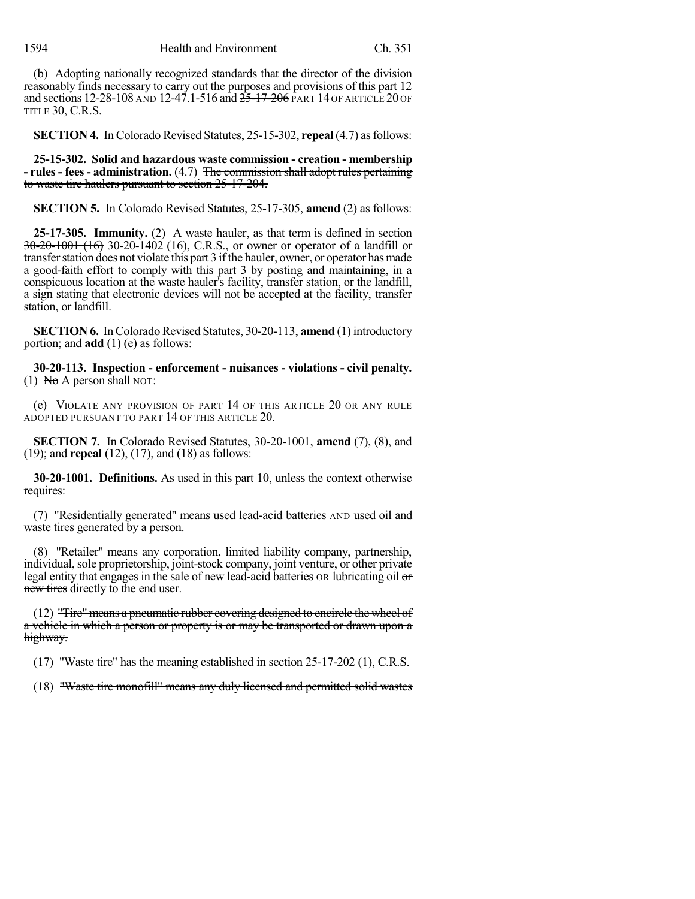(b) Adopting nationally recognized standards that the director of the division reasonably finds necessary to carry out the purposes and provisions of this part 12 and sections 12-28-108 AND 12-47.1-516 and ~~25-17-206~~ PART 14 OF ARTICLE 20 OF TITLE 30, C.R.S.

**SECTION 4.** In Colorado Revised Statutes, 25-15-302, **repeal** (4.7) as follows:

**25-15-302. Solid and hazardous waste commission - creation - membership - rules - fees - administration.** (4.7) ~~The commission shall adopt rules pertaining to waste tire haulers pursuant to section 25-17-204.~~

**SECTION 5.** In Colorado Revised Statutes, 25-17-305, **amend** (2) as follows:

**25-17-305. Immunity.** (2) A waste hauler, as that term is defined in section ~~30-20-1001 (16)~~ 30-20-1402 (16), C.R.S., or owner or operator of a landfill or transfer station does not violate this part 3 if the hauler, owner, or operator has made a good-faith effort to comply with this part 3 by posting and maintaining, in a conspicuous location at the waste hauler's facility, transfer station, or the landfill, a sign stating that electronic devices will not be accepted at the facility, transfer station, or landfill.

**SECTION 6.** In Colorado Revised Statutes, 30-20-113, **amend** (1) introductory portion; and **add** (1) (e) as follows:

**30-20-113. Inspection - enforcement - nuisances - violations - civil penalty.** (1) ~~No~~ A person shall NOT:

(e) VIOLATE ANY PROVISION OF PART 14 OF THIS ARTICLE 20 OR ANY RULE ADOPTED PURSUANT TO PART 14 OF THIS ARTICLE 20.

**SECTION 7.** In Colorado Revised Statutes, 30-20-1001, **amend** (7), (8), and (19); and **repeal** (12), (17), and (18) as follows:

**30-20-1001. Definitions.** As used in this part 10, unless the context otherwise requires:

(7) "Residentially generated" means used lead-acid batteries AND used oil ~~and waste tires~~ generated by a person.

(8) "Retailer" means any corporation, limited liability company, partnership, individual, sole proprietorship, joint-stock company, joint venture, or other private legal entity that engages in the sale of new lead-acid batteries OR lubricating oil ~~or new tires~~ directly to the end user.

(12) ~~"Tire" means a pneumatic rubber covering designed to encircle the wheel of a vehicle in which a person or property is or may be transported or drawn upon a highway.~~

(17) ~~"Waste tire" has the meaning established in section 25-17-202 (1), C.R.S.~~

(18) ~~"Waste tire monofill" means any duly licensed and permitted solid wastes~~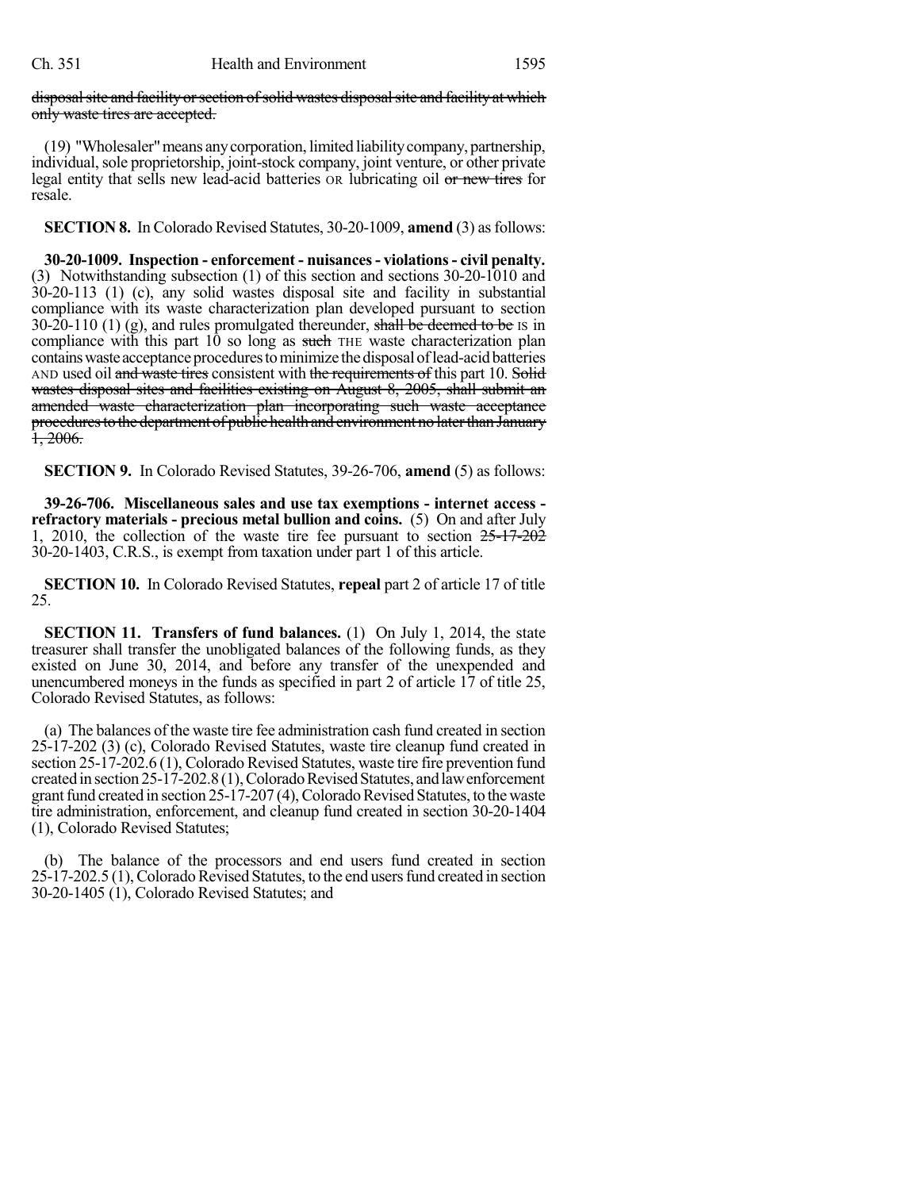disposal site and facility or section of solid wastes disposal site and facility at which only waste tires are accepted.

(19) "Wholesaler" means any corporation, limited liability company, partnership, individual, sole proprietorship, joint-stock company, joint venture, or other private legal entity that sells new lead-acid batteries OR lubricating oil or new tires for resale.

**SECTION 8.** In Colorado Revised Statutes, 30-20-1009, **amend** (3) as follows:

**30-20-1009. Inspection - enforcement - nuisances - violations - civil penalty.** (3) Notwithstanding subsection (1) of this section and sections 30-20-1010 and 30-20-113 (1) (c), any solid wastes disposal site and facility in substantial compliance with its waste characterization plan developed pursuant to section 30-20-110 (1) (g), and rules promulgated thereunder, shall be deemed to be IS in compliance with this part 10 so long as such THE waste characterization plan contains waste acceptance procedures to minimize the disposal of lead-acid batteries AND used oil and waste tires consistent with the requirements of this part 10. Solid wastes disposal sites and facilities existing on August 8, 2005, shall submit an amended waste characterization plan incorporating such waste acceptance procedures to the department of public health and environment no later than January 1, 2006.

**SECTION 9.** In Colorado Revised Statutes, 39-26-706, **amend** (5) as follows:

**39-26-706. Miscellaneous sales and use tax exemptions - internet access - refractory materials - precious metal bullion and coins.** (5) On and after July 1, 2010, the collection of the waste tire fee pursuant to section 25-17-202 30-20-1403, C.R.S., is exempt from taxation under part 1 of this article.

**SECTION 10.** In Colorado Revised Statutes, **repeal** part 2 of article 17 of title 25.

**SECTION 11. Transfers of fund balances.** (1) On July 1, 2014, the state treasurer shall transfer the unobligated balances of the following funds, as they existed on June 30, 2014, and before any transfer of the unexpended and unencumbered moneys in the funds as specified in part 2 of article 17 of title 25, Colorado Revised Statutes, as follows:

(a) The balances of the waste tire fee administration cash fund created in section 25-17-202 (3) (c), Colorado Revised Statutes, waste tire cleanup fund created in section 25-17-202.6 (1), Colorado Revised Statutes, waste tire fire prevention fund created in section 25-17-202.8 (1), Colorado Revised Statutes, and law enforcement grant fund created in section 25-17-207 (4), Colorado Revised Statutes, to the waste tire administration, enforcement, and cleanup fund created in section 30-20-1404 (1), Colorado Revised Statutes;

(b) The balance of the processors and end users fund created in section 25-17-202.5 (1), Colorado Revised Statutes, to the end users fund created in section 30-20-1405 (1), Colorado Revised Statutes; and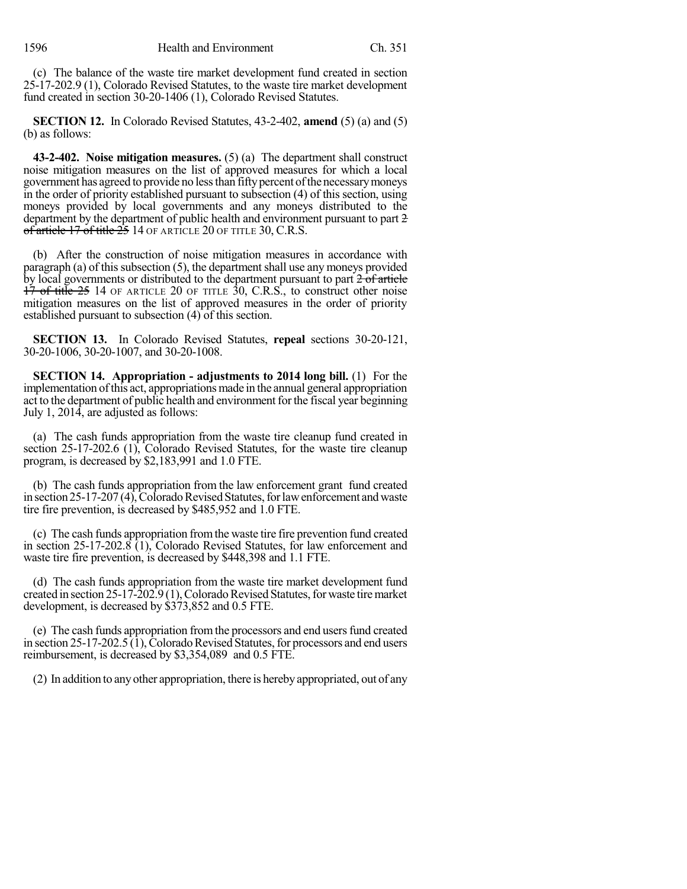(c) The balance of the waste tire market development fund created in section 25-17-202.9 (1), Colorado Revised Statutes, to the waste tire market development fund created in section 30-20-1406 (1), Colorado Revised Statutes.

**SECTION 12.** In Colorado Revised Statutes, 43-2-402, **amend** (5) (a) and (5) (b) as follows:

**43-2-402. Noise mitigation measures.** (5) (a) The department shall construct noise mitigation measures on the list of approved measures for which a local government has agreed to provide no less than fifty percent of the necessary moneys in the order of priority established pursuant to subsection (4) of this section, using moneys provided by local governments and any moneys distributed to the department by the department of public health and environment pursuant to part ~~2 of article 17 of title 25~~ 14 OF ARTICLE 20 OF TITLE 30, C.R.S.

(b) After the construction of noise mitigation measures in accordance with paragraph (a) of this subsection (5), the department shall use any moneys provided by local governments or distributed to the department pursuant to part ~~2 of article 17 of title 25~~ 14 OF ARTICLE 20 OF TITLE 30, C.R.S., to construct other noise mitigation measures on the list of approved measures in the order of priority established pursuant to subsection (4) of this section.

**SECTION 13.** In Colorado Revised Statutes, **repeal** sections 30-20-121, 30-20-1006, 30-20-1007, and 30-20-1008.

**SECTION 14. Appropriation - adjustments to 2014 long bill.** (1) For the implementation of this act, appropriations made in the annual general appropriation act to the department of public health and environment for the fiscal year beginning July 1, 2014, are adjusted as follows:

(a) The cash funds appropriation from the waste tire cleanup fund created in section 25-17-202.6 (1), Colorado Revised Statutes, for the waste tire cleanup program, is decreased by $2,183,991 and 1.0 FTE.

(b) The cash funds appropriation from the law enforcement grant fund created in section 25-17-207 (4), Colorado Revised Statutes, for law enforcement and waste tire fire prevention, is decreased by $485,952 and 1.0 FTE.

(c) The cash funds appropriation from the waste tire fire prevention fund created in section 25-17-202.8 (1), Colorado Revised Statutes, for law enforcement and waste tire fire prevention, is decreased by $448,398 and 1.1 FTE.

(d) The cash funds appropriation from the waste tire market development fund created in section 25-17-202.9 (1), Colorado Revised Statutes, for waste tire market development, is decreased by $373,852 and 0.5 FTE.

(e) The cash funds appropriation from the processors and end users fund created in section 25-17-202.5 (1), Colorado Revised Statutes, for processors and end users reimbursement, is decreased by $3,354,089 and 0.5 FTE.

(2) In addition to any other appropriation, there is hereby appropriated, out of any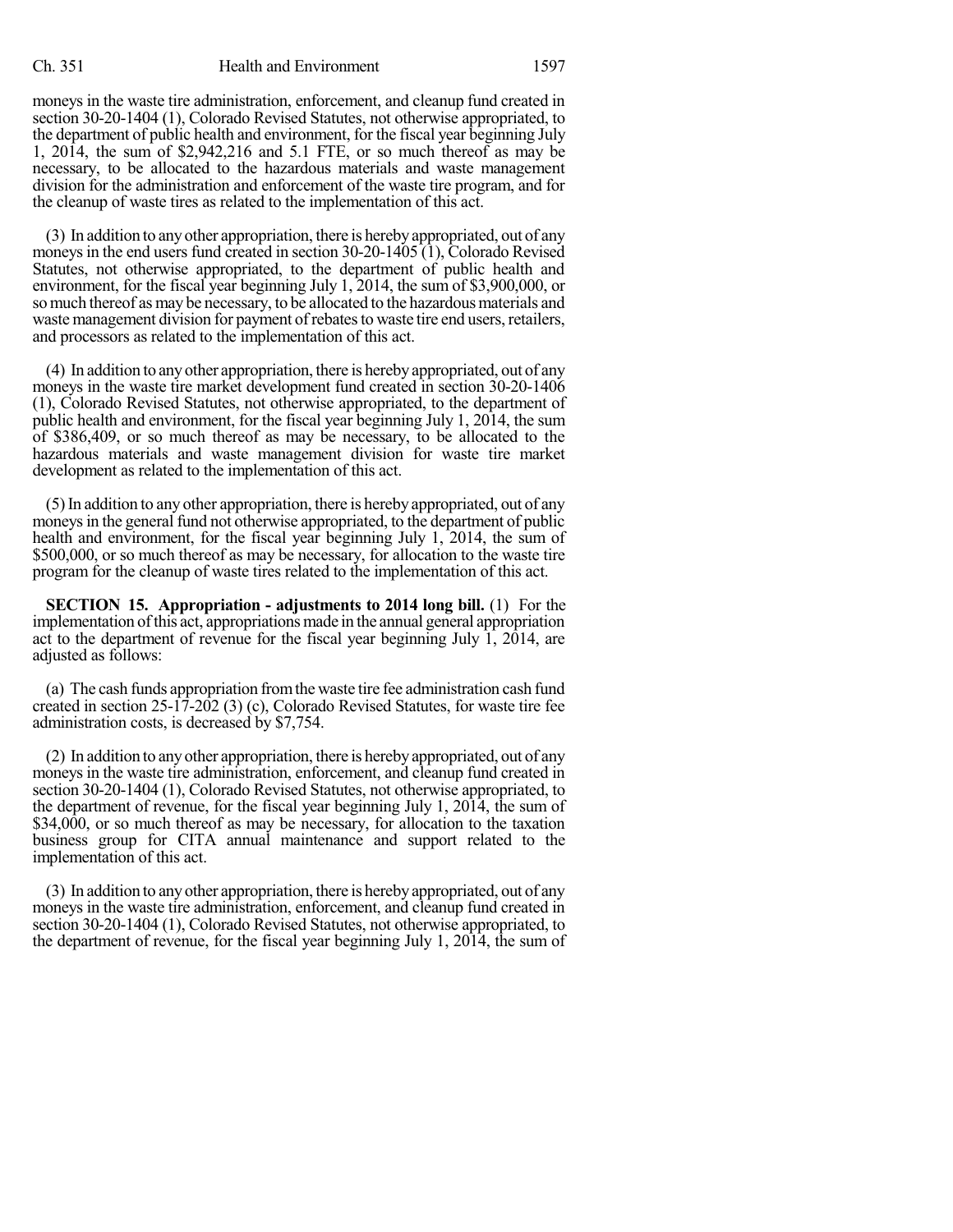moneys in the waste tire administration, enforcement, and cleanup fund created in section 30-20-1404 (1), Colorado Revised Statutes, not otherwise appropriated, to the department of public health and environment, for the fiscal year beginning July 1, 2014, the sum of $2,942,216 and 5.1 FTE, or so much thereof as may be necessary, to be allocated to the hazardous materials and waste management division for the administration and enforcement of the waste tire program, and for the cleanup of waste tires as related to the implementation of this act.

(3) In addition to any other appropriation, there is hereby appropriated, out of any moneys in the end users fund created in section 30-20-1405 (1), Colorado Revised Statutes, not otherwise appropriated, to the department of public health and environment, for the fiscal year beginning July 1, 2014, the sum of $3,900,000, or so much thereof as may be necessary, to be allocated to the hazardous materials and waste management division for payment of rebates to waste tire end users, retailers, and processors as related to the implementation of this act.

(4) In addition to any other appropriation, there is hereby appropriated, out of any moneys in the waste tire market development fund created in section 30-20-1406 (1), Colorado Revised Statutes, not otherwise appropriated, to the department of public health and environment, for the fiscal year beginning July 1, 2014, the sum of $386,409, or so much thereof as may be necessary, to be allocated to the hazardous materials and waste management division for waste tire market development as related to the implementation of this act.

(5) In addition to any other appropriation, there is hereby appropriated, out of any moneys in the general fund not otherwise appropriated, to the department of public health and environment, for the fiscal year beginning July 1, 2014, the sum of $500,000, or so much thereof as may be necessary, for allocation to the waste tire program for the cleanup of waste tires related to the implementation of this act.

**SECTION 15. Appropriation - adjustments to 2014 long bill.** (1) For the implementation of this act, appropriations made in the annual general appropriation act to the department of revenue for the fiscal year beginning July 1, 2014, are adjusted as follows:

(a) The cash funds appropriation from the waste tire fee administration cash fund created in section 25-17-202 (3) (c), Colorado Revised Statutes, for waste tire fee administration costs, is decreased by $7,754.

(2) In addition to any other appropriation, there is hereby appropriated, out of any moneys in the waste tire administration, enforcement, and cleanup fund created in section 30-20-1404 (1), Colorado Revised Statutes, not otherwise appropriated, to the department of revenue, for the fiscal year beginning July 1, 2014, the sum of $34,000, or so much thereof as may be necessary, for allocation to the taxation business group for CITA annual maintenance and support related to the implementation of this act.

(3) In addition to any other appropriation, there is hereby appropriated, out of any moneys in the waste tire administration, enforcement, and cleanup fund created in section 30-20-1404 (1), Colorado Revised Statutes, not otherwise appropriated, to the department of revenue, for the fiscal year beginning July 1, 2014, the sum of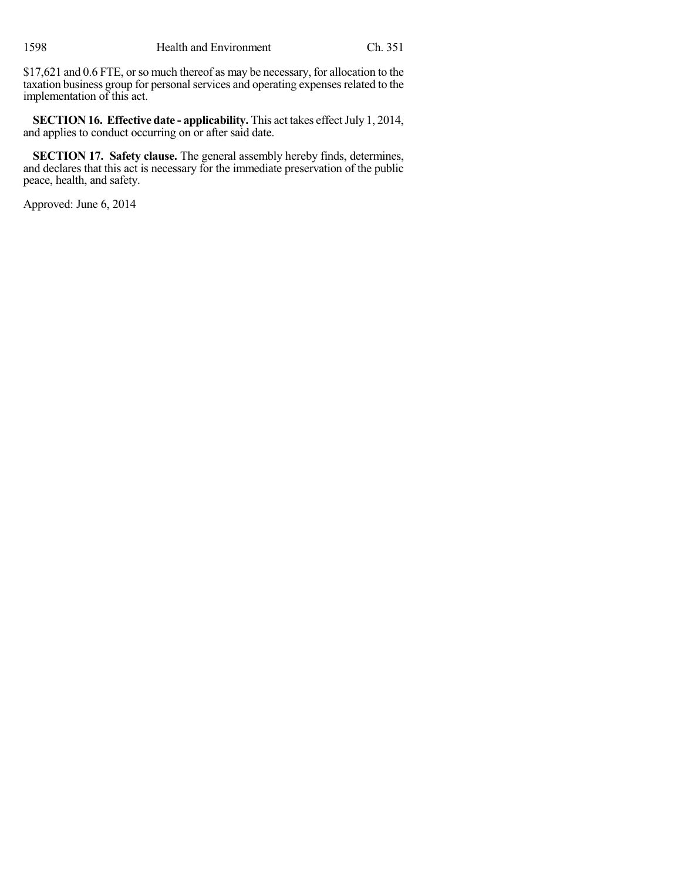$17,621 and 0.6 FTE, or so much thereof as may be necessary, for allocation to the taxation business group for personal services and operating expenses related to the implementation of this act.

**SECTION 16. Effective date - applicability.** This act takes effect July 1, 2014, and applies to conduct occurring on or after said date.

**SECTION 17. Safety clause.** The general assembly hereby finds, determines, and declares that this act is necessary for the immediate preservation of the public peace, health, and safety.

Approved: June 6, 2014